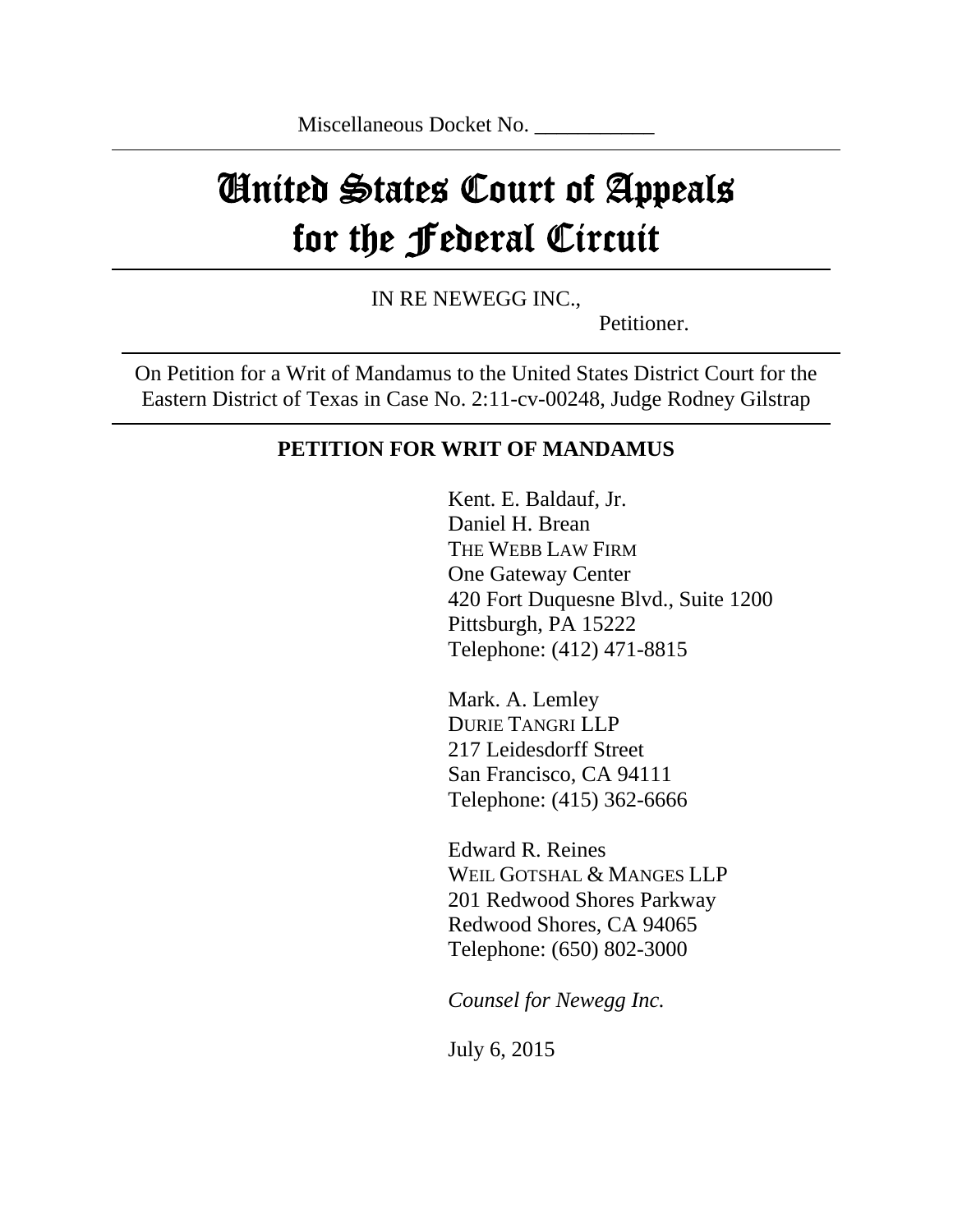Miscellaneous Docket No. ___________

# United States Court of Appeals for the Federal Circuit

IN RE NEWEGG INC.,

Petitioner.

On Petition for a Writ of Mandamus to the United States District Court for the Eastern District of Texas in Case No. 2:11-cv-00248, Judge Rodney Gilstrap

## PETITION FOR WRIT OF MANDAMUS

Kent. E. Baldauf, Jr.
Daniel H. Brean
THE WEBB LAW FIRM
One Gateway Center
420 Fort Duquesne Blvd., Suite 1200
Pittsburgh, PA 15222
Telephone: (412) 471-8815

Mark. A. Lemley
DURIE TANGRI LLP
217 Leidesdorff Street
San Francisco, CA 94111
Telephone: (415) 362-6666

Edward R. Reines
WEIL GOTSHAL & MANGES LLP
201 Redwood Shores Parkway
Redwood Shores, CA 94065
Telephone: (650) 802-3000

*Counsel for Newegg Inc.*

July 6, 2015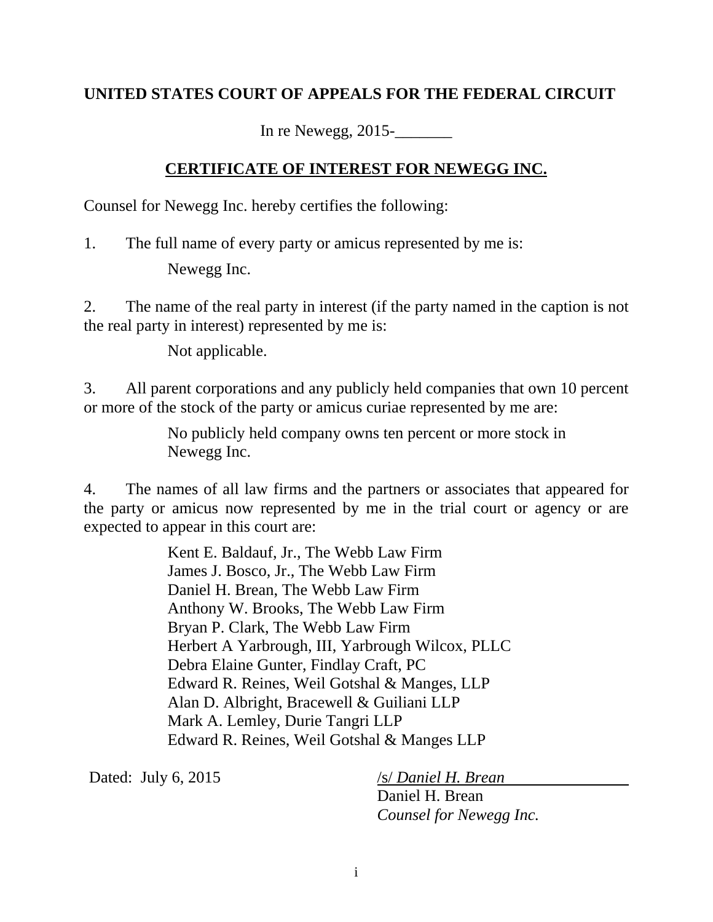**UNITED STATES COURT OF APPEALS FOR THE FEDERAL CIRCUIT**

In re Newegg, 2015-_______

## CERTIFICATE OF INTEREST FOR NEWEGG INC.

Counsel for Newegg Inc. hereby certifies the following:

1. The full name of every party or amicus represented by me is:

   Newegg Inc.

2. The name of the real party in interest (if the party named in the caption is not the real party in interest) represented by me is:

   Not applicable.

3. All parent corporations and any publicly held companies that own 10 percent or more of the stock of the party or amicus curiae represented by me are:

   No publicly held company owns ten percent or more stock in Newegg Inc.

4. The names of all law firms and the partners or associates that appeared for the party or amicus now represented by me in the trial court or agency or are expected to appear in this court are:

   Kent E. Baldauf, Jr., The Webb Law Firm
   James J. Bosco, Jr., The Webb Law Firm
   Daniel H. Brean, The Webb Law Firm
   Anthony W. Brooks, The Webb Law Firm
   Bryan P. Clark, The Webb Law Firm
   Herbert A Yarbrough, III, Yarbrough Wilcox, PLLC
   Debra Elaine Gunter, Findlay Craft, PC
   Edward R. Reines, Weil Gotshal & Manges, LLP
   Alan D. Albright, Bracewell & Guiliani LLP
   Mark A. Lemley, Durie Tangri LLP
   Edward R. Reines, Weil Gotshal & Manges LLP

Dated: July 6, 2015

/s/ *Daniel H. Brean*
Daniel H. Brean
*Counsel for Newegg Inc.*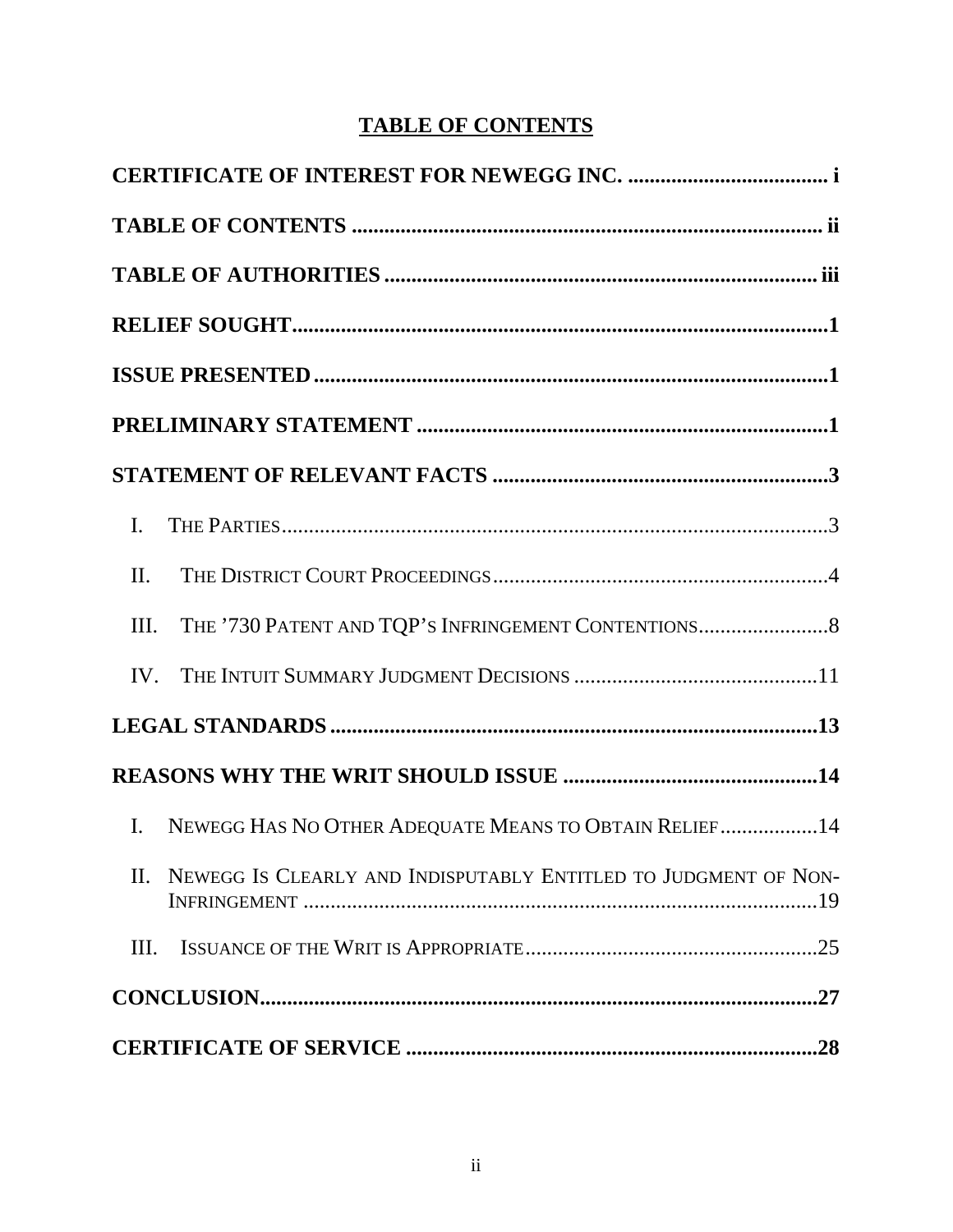# TABLE OF CONTENTS

**CERTIFICATE OF INTEREST FOR NEWEGG INC.** ..................................... **i**

**TABLE OF CONTENTS** ....................................................................................... **ii**

**TABLE OF AUTHORITIES** ............................................................................... **iii**

**RELIEF SOUGHT**..................................................................................................**1**

**ISSUE PRESENTED** ..............................................................................................**1**

**PRELIMINARY STATEMENT** ..........................................................................**1**

**STATEMENT OF RELEVANT FACTS** .............................................................**3**

I. THE PARTIES....................................................................................................3

II. THE DISTRICT COURT PROCEEDINGS.............................................................4

III. THE ’730 PATENT AND TQP’S INFRINGEMENT CONTENTIONS........................8

IV. THE INTUIT SUMMARY JUDGMENT DECISIONS .............................................11

**LEGAL STANDARDS** ........................................................................................**13**

**REASONS WHY THE WRIT SHOULD ISSUE** ..............................................**14**

I. NEWEGG HAS NO OTHER ADEQUATE MEANS TO OBTAIN RELIEF .................14

II. NEWEGG IS CLEARLY AND INDISPUTABLY ENTITLED TO JUDGMENT OF NON-INFRINGEMENT ...............................................................................................19

III. ISSUANCE OF THE WRIT IS APPROPRIATE......................................................25

**CONCLUSION**......................................................................................................**27**

**CERTIFICATE OF SERVICE** ............................................................................**28**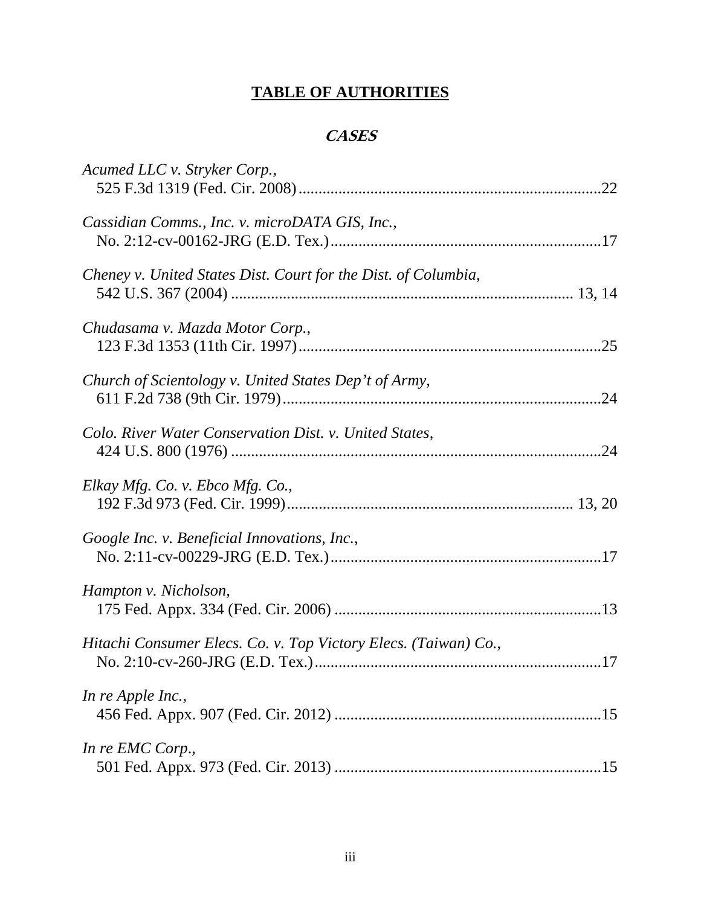# TABLE OF AUTHORITIES

## *CASES*

*Acumed LLC v. Stryker Corp.*,
525 F.3d 1319 (Fed. Cir. 2008)....................................................................22

*Cassidian Comms., Inc. v. microDATA GIS, Inc.*,
No. 2:12-cv-00162-JRG (E.D. Tex.)...........................................................17

*Cheney v. United States Dist. Court for the Dist. of Columbia*,
542 U.S. 367 (2004) ................................................................................ 13, 14

*Chudasama v. Mazda Motor Corp.*,
123 F.3d 1353 (11th Cir. 1997)....................................................................25

*Church of Scientology v. United States Dep't of Army*,
611 F.2d 738 (9th Cir. 1979)........................................................................24

*Colo. River Water Conservation Dist. v. United States*,
424 U.S. 800 (1976) ......................................................................................24

*Elkay Mfg. Co. v. Ebco Mfg. Co.*,
192 F.3d 973 (Fed. Cir. 1999)................................................................ 13, 20

*Google Inc. v. Beneficial Innovations, Inc.*,
No. 2:11-cv-00229-JRG (E.D. Tex.)...........................................................17

*Hampton v. Nicholson*,
175 Fed. Appx. 334 (Fed. Cir. 2006) ..........................................................13

*Hitachi Consumer Elecs. Co. v. Top Victory Elecs. (Taiwan) Co.*,
No. 2:10-cv-260-JRG (E.D. Tex.)...............................................................17

*In re Apple Inc.*,
456 Fed. Appx. 907 (Fed. Cir. 2012) ..........................................................15

*In re EMC Corp.*,
501 Fed. Appx. 973 (Fed. Cir. 2013) ..........................................................15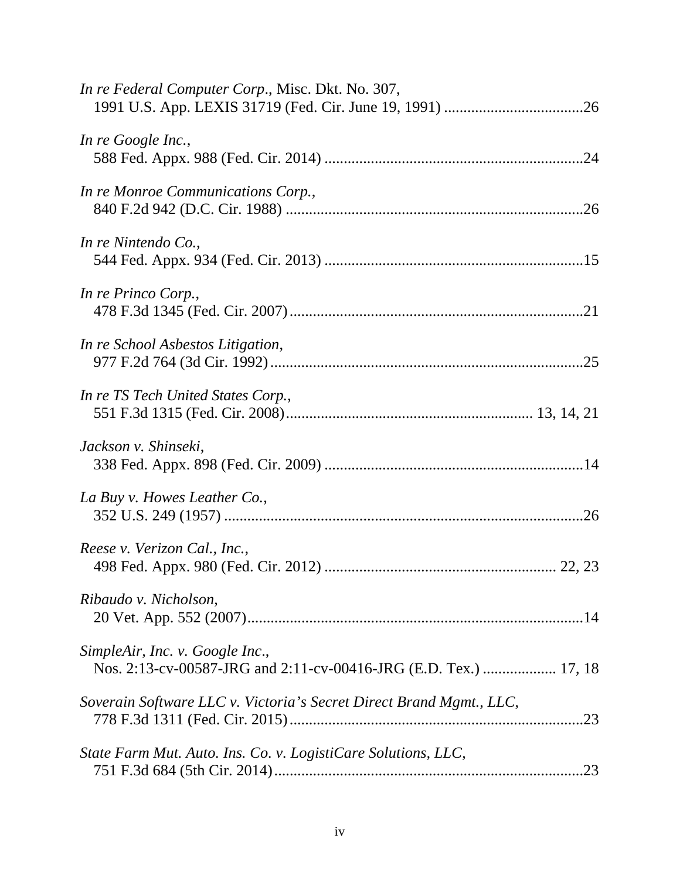*In re Federal Computer Corp.*, Misc. Dkt. No. 307,
1991 U.S. App. LEXIS 31719 (Fed. Cir. June 19, 1991) ....................................26

*In re Google Inc.*,
588 Fed. Appx. 988 (Fed. Cir. 2014) ...................................................................24

*In re Monroe Communications Corp.*,
840 F.2d 942 (D.C. Cir. 1988) .............................................................................26

*In re Nintendo Co.*,
544 Fed. Appx. 934 (Fed. Cir. 2013) ...................................................................15

*In re Princo Corp.*,
478 F.3d 1345 (Fed. Cir. 2007)............................................................................21

*In re School Asbestos Litigation*,
977 F.2d 764 (3d Cir. 1992).................................................................................25

*In re TS Tech United States Corp.*,
551 F.3d 1315 (Fed. Cir. 2008)............................................................... 13, 14, 21

*Jackson v. Shinseki*,
338 Fed. Appx. 898 (Fed. Cir. 2009) ...................................................................14

*La Buy v. Howes Leather Co.*,
352 U.S. 249 (1957) .............................................................................................26

*Reese v. Verizon Cal., Inc.*,
498 Fed. Appx. 980 (Fed. Cir. 2012) ........................................................... 22, 23

*Ribaudo v. Nicholson*,
20 Vet. App. 552 (2007).......................................................................................14

*SimpleAir, Inc. v. Google Inc.*,
Nos. 2:13-cv-00587-JRG and 2:11-cv-00416-JRG (E.D. Tex.) ................... 17, 18

*Soverain Software LLC v. Victoria's Secret Direct Brand Mgmt., LLC*,
778 F.3d 1311 (Fed. Cir. 2015)............................................................................23

*State Farm Mut. Auto. Ins. Co. v. LogistiCare Solutions, LLC*,
751 F.3d 684 (5th Cir. 2014)................................................................................23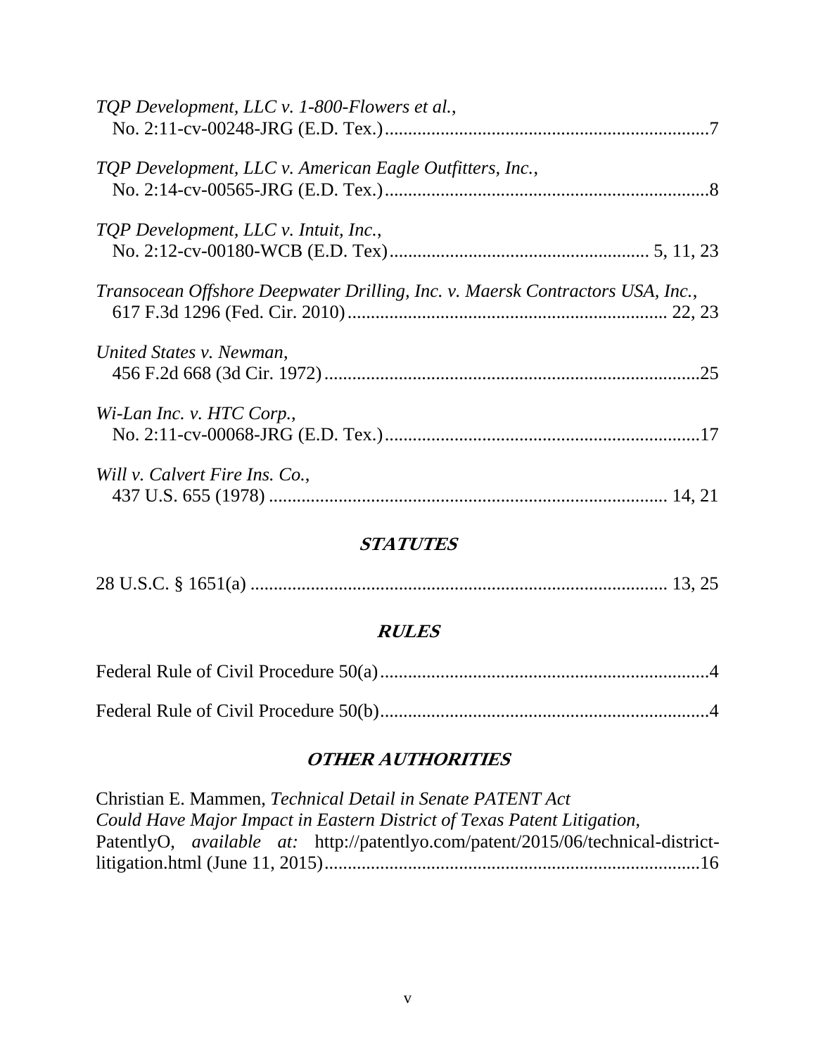*TQP Development, LLC v. 1-800-Flowers et al.*,
No. 2:11-cv-00248-JRG (E.D. Tex.)......................................................................7

*TQP Development, LLC v. American Eagle Outfitters, Inc.*,
No. 2:14-cv-00565-JRG (E.D. Tex.)......................................................................8

*TQP Development, LLC v. Intuit, Inc.*,
No. 2:12-cv-00180-WCB (E.D. Tex)....................................................... 5, 11, 23

*Transocean Offshore Deepwater Drilling, Inc. v. Maersk Contractors USA, Inc.*,
617 F.3d 1296 (Fed. Cir. 2010).................................................................... 22, 23

*United States v. Newman*,
456 F.2d 668 (3d Cir. 1972).................................................................................25

*Wi-Lan Inc. v. HTC Corp.*,
No. 2:11-cv-00068-JRG (E.D. Tex.)....................................................................17

*Will v. Calvert Fire Ins. Co.*,
437 U.S. 655 (1978) ...................................................................................... 14, 21

## *STATUTES*

28 U.S.C. § 1651(a) .......................................................................................... 13, 25

## *RULES*

Federal Rule of Civil Procedure 50(a).......................................................................4

Federal Rule of Civil Procedure 50(b).......................................................................4

## *OTHER AUTHORITIES*

Christian E. Mammen, *Technical Detail in Senate PATENT Act Could Have Major Impact in Eastern District of Texas Patent Litigation*, PatentlyO, *available at:* http://patentlyo.com/patent/2015/06/technical-district-litigation.html (June 11, 2015)..................................................................................16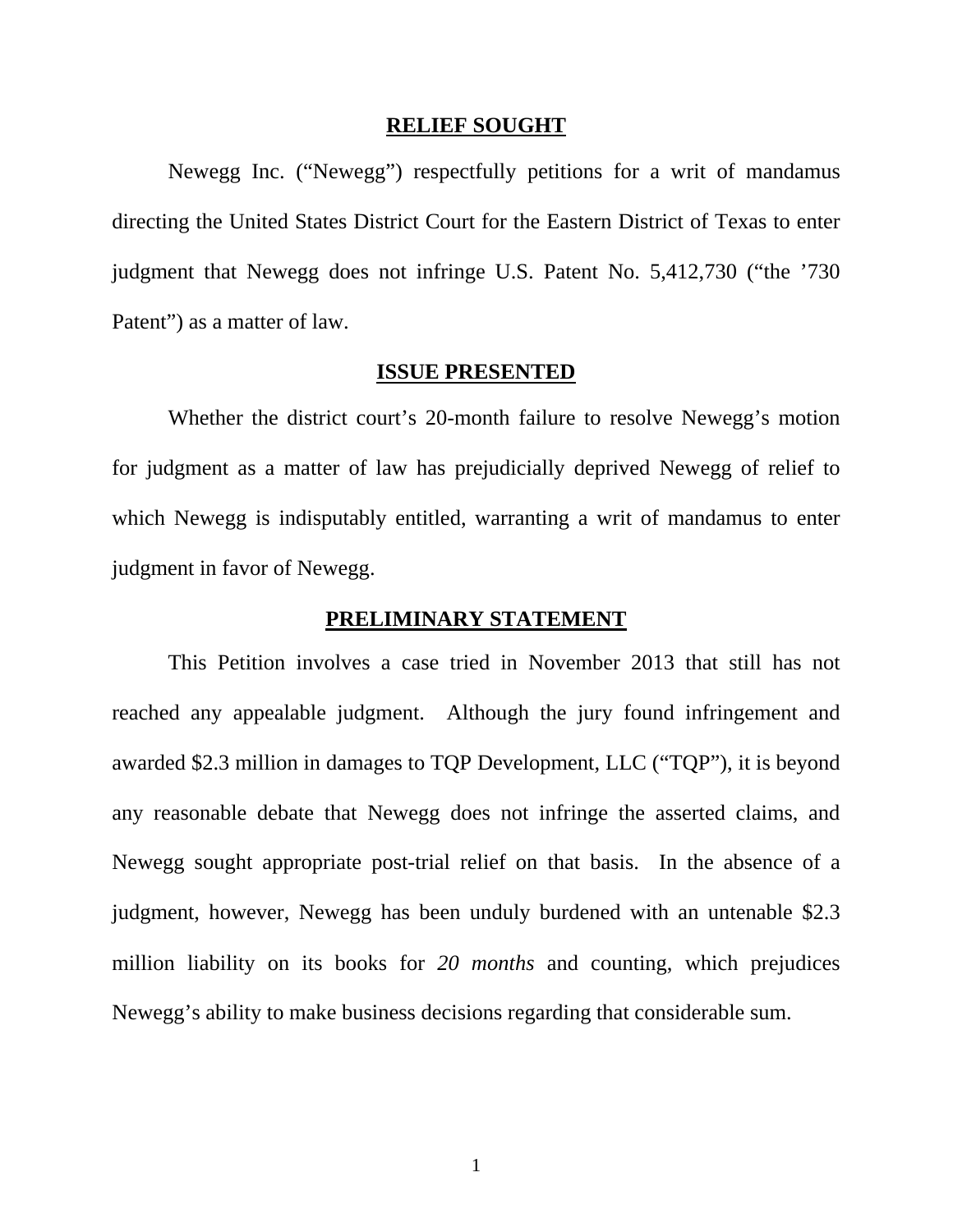## RELIEF SOUGHT

Newegg Inc. ("Newegg") respectfully petitions for a writ of mandamus directing the United States District Court for the Eastern District of Texas to enter judgment that Newegg does not infringe U.S. Patent No. 5,412,730 ("the '730 Patent") as a matter of law.

## ISSUE PRESENTED

Whether the district court's 20-month failure to resolve Newegg's motion for judgment as a matter of law has prejudicially deprived Newegg of relief to which Newegg is indisputably entitled, warranting a writ of mandamus to enter judgment in favor of Newegg.

## PRELIMINARY STATEMENT

This Petition involves a case tried in November 2013 that still has not reached any appealable judgment. Although the jury found infringement and awarded $2.3 million in damages to TQP Development, LLC ("TQP"), it is beyond any reasonable debate that Newegg does not infringe the asserted claims, and Newegg sought appropriate post-trial relief on that basis. In the absence of a judgment, however, Newegg has been unduly burdened with an untenable $2.3 million liability on its books for *20 months* and counting, which prejudices Newegg's ability to make business decisions regarding that considerable sum.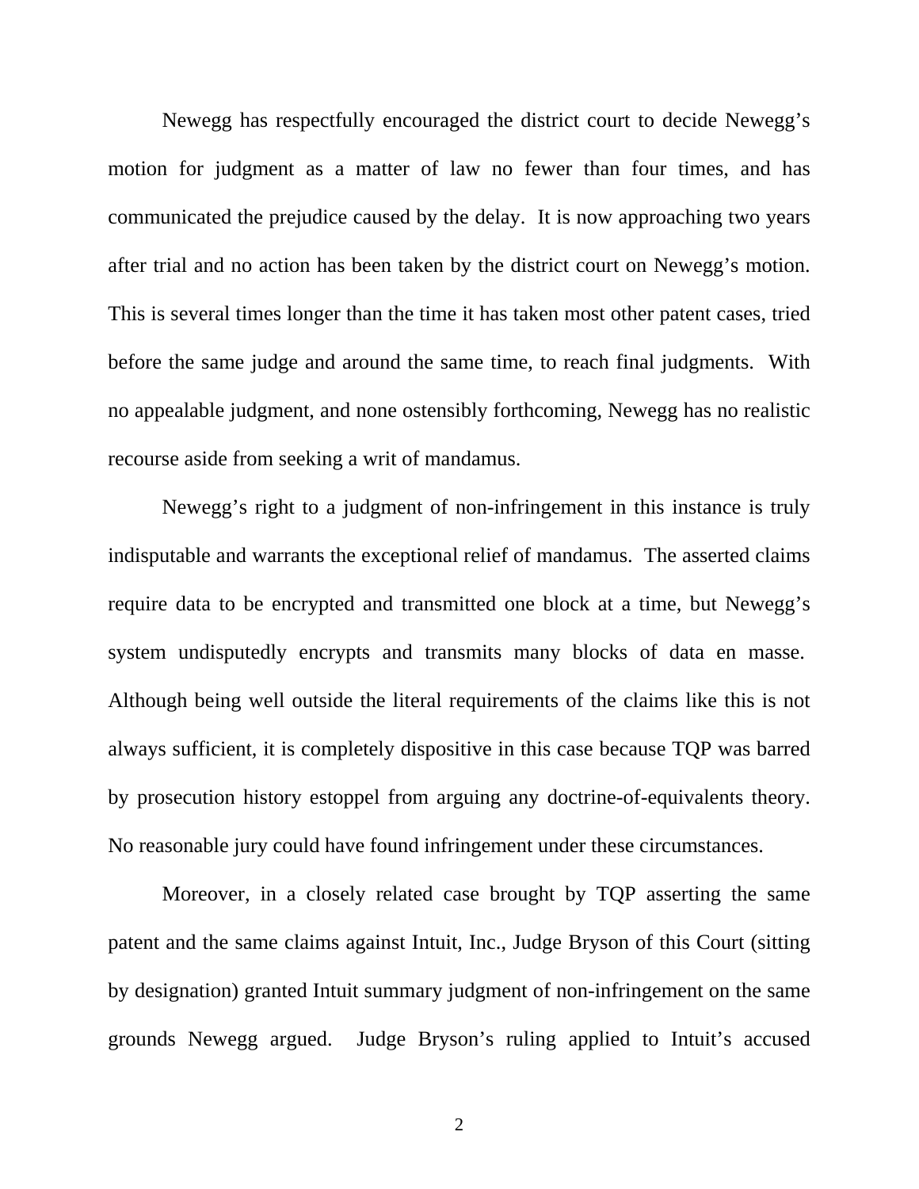Newegg has respectfully encouraged the district court to decide Newegg's motion for judgment as a matter of law no fewer than four times, and has communicated the prejudice caused by the delay. It is now approaching two years after trial and no action has been taken by the district court on Newegg's motion. This is several times longer than the time it has taken most other patent cases, tried before the same judge and around the same time, to reach final judgments. With no appealable judgment, and none ostensibly forthcoming, Newegg has no realistic recourse aside from seeking a writ of mandamus.

Newegg's right to a judgment of non-infringement in this instance is truly indisputable and warrants the exceptional relief of mandamus. The asserted claims require data to be encrypted and transmitted one block at a time, but Newegg's system undisputedly encrypts and transmits many blocks of data en masse. Although being well outside the literal requirements of the claims like this is not always sufficient, it is completely dispositive in this case because TQP was barred by prosecution history estoppel from arguing any doctrine-of-equivalents theory. No reasonable jury could have found infringement under these circumstances.

Moreover, in a closely related case brought by TQP asserting the same patent and the same claims against Intuit, Inc., Judge Bryson of this Court (sitting by designation) granted Intuit summary judgment of non-infringement on the same grounds Newegg argued. Judge Bryson's ruling applied to Intuit's accused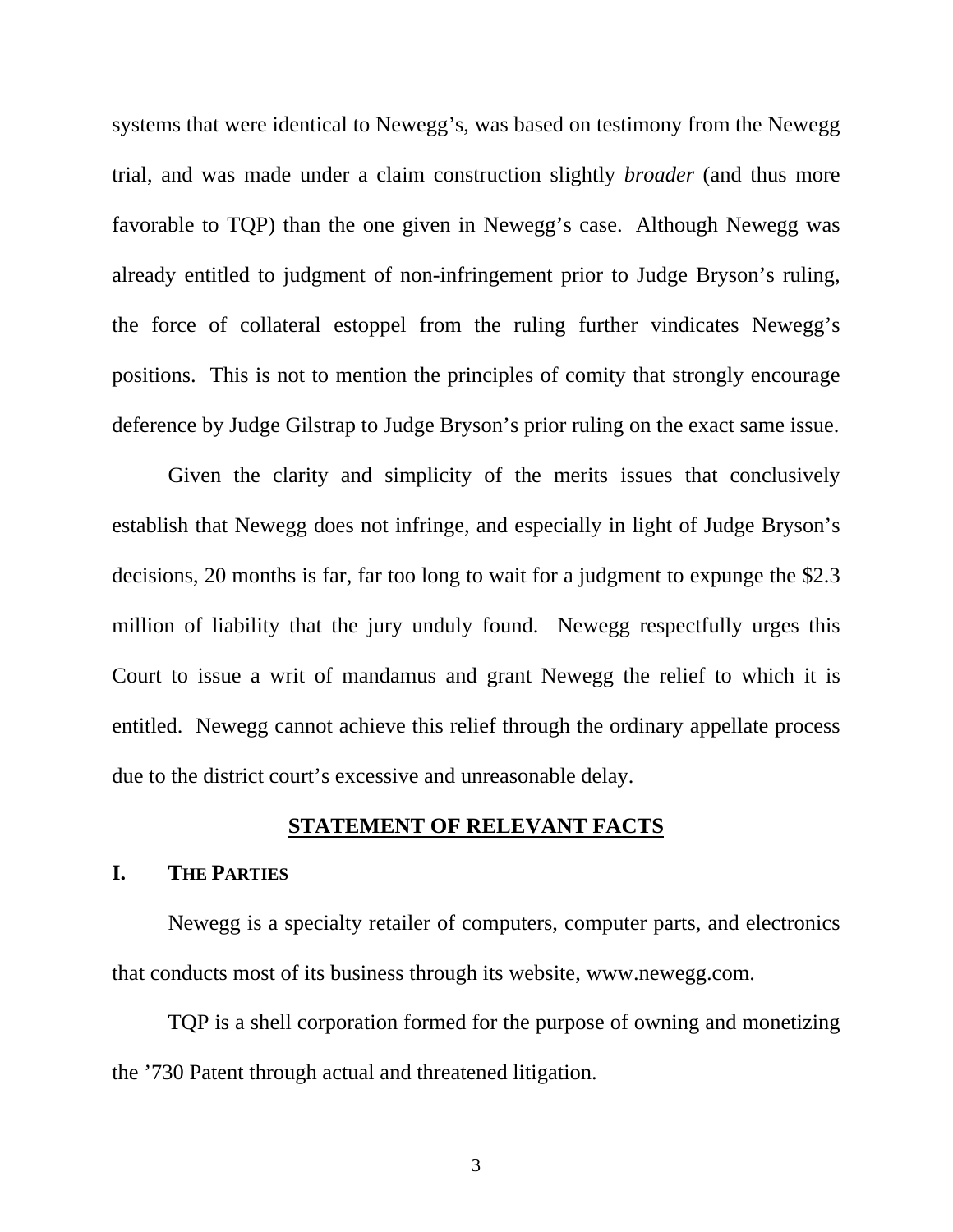systems that were identical to Newegg's, was based on testimony from the Newegg trial, and was made under a claim construction slightly *broader* (and thus more favorable to TQP) than the one given in Newegg's case. Although Newegg was already entitled to judgment of non-infringement prior to Judge Bryson's ruling, the force of collateral estoppel from the ruling further vindicates Newegg's positions. This is not to mention the principles of comity that strongly encourage deference by Judge Gilstrap to Judge Bryson's prior ruling on the exact same issue.

Given the clarity and simplicity of the merits issues that conclusively establish that Newegg does not infringe, and especially in light of Judge Bryson's decisions, 20 months is far, far too long to wait for a judgment to expunge the $2.3 million of liability that the jury unduly found. Newegg respectfully urges this Court to issue a writ of mandamus and grant Newegg the relief to which it is entitled. Newegg cannot achieve this relief through the ordinary appellate process due to the district court's excessive and unreasonable delay.

## STATEMENT OF RELEVANT FACTS

### I. THE PARTIES

Newegg is a specialty retailer of computers, computer parts, and electronics that conducts most of its business through its website, www.newegg.com.

TQP is a shell corporation formed for the purpose of owning and monetizing the '730 Patent through actual and threatened litigation.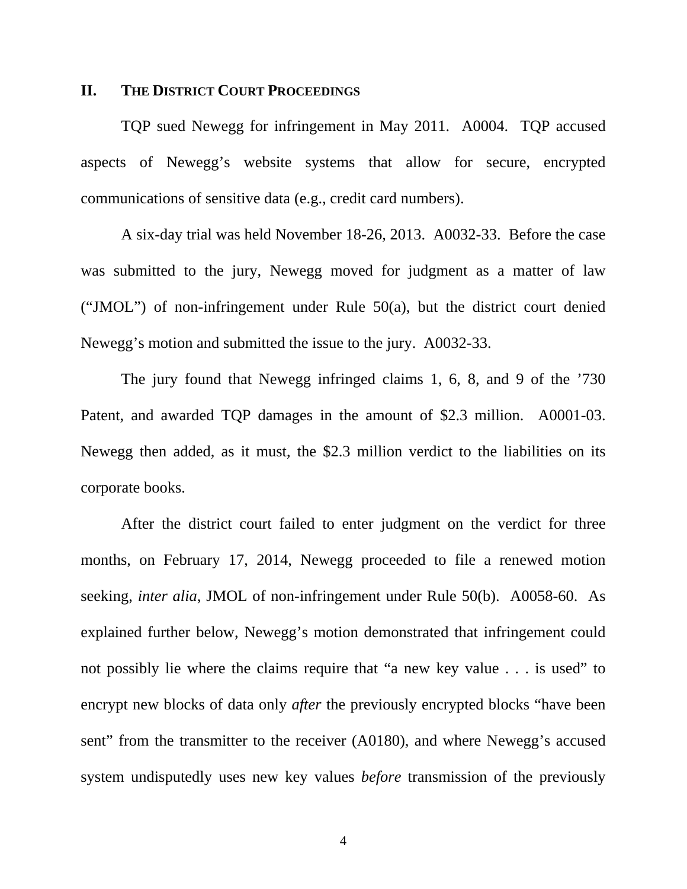## II. THE DISTRICT COURT PROCEEDINGS

TQP sued Newegg for infringement in May 2011. A0004. TQP accused aspects of Newegg's website systems that allow for secure, encrypted communications of sensitive data (e.g., credit card numbers).

A six-day trial was held November 18-26, 2013. A0032-33. Before the case was submitted to the jury, Newegg moved for judgment as a matter of law ("JMOL") of non-infringement under Rule 50(a), but the district court denied Newegg's motion and submitted the issue to the jury. A0032-33.

The jury found that Newegg infringed claims 1, 6, 8, and 9 of the '730 Patent, and awarded TQP damages in the amount of $2.3 million. A0001-03. Newegg then added, as it must, the $2.3 million verdict to the liabilities on its corporate books.

After the district court failed to enter judgment on the verdict for three months, on February 17, 2014, Newegg proceeded to file a renewed motion seeking, *inter alia*, JMOL of non-infringement under Rule 50(b). A0058-60. As explained further below, Newegg's motion demonstrated that infringement could not possibly lie where the claims require that "a new key value . . . is used" to encrypt new blocks of data only *after* the previously encrypted blocks "have been sent" from the transmitter to the receiver (A0180), and where Newegg's accused system undisputedly uses new key values *before* transmission of the previously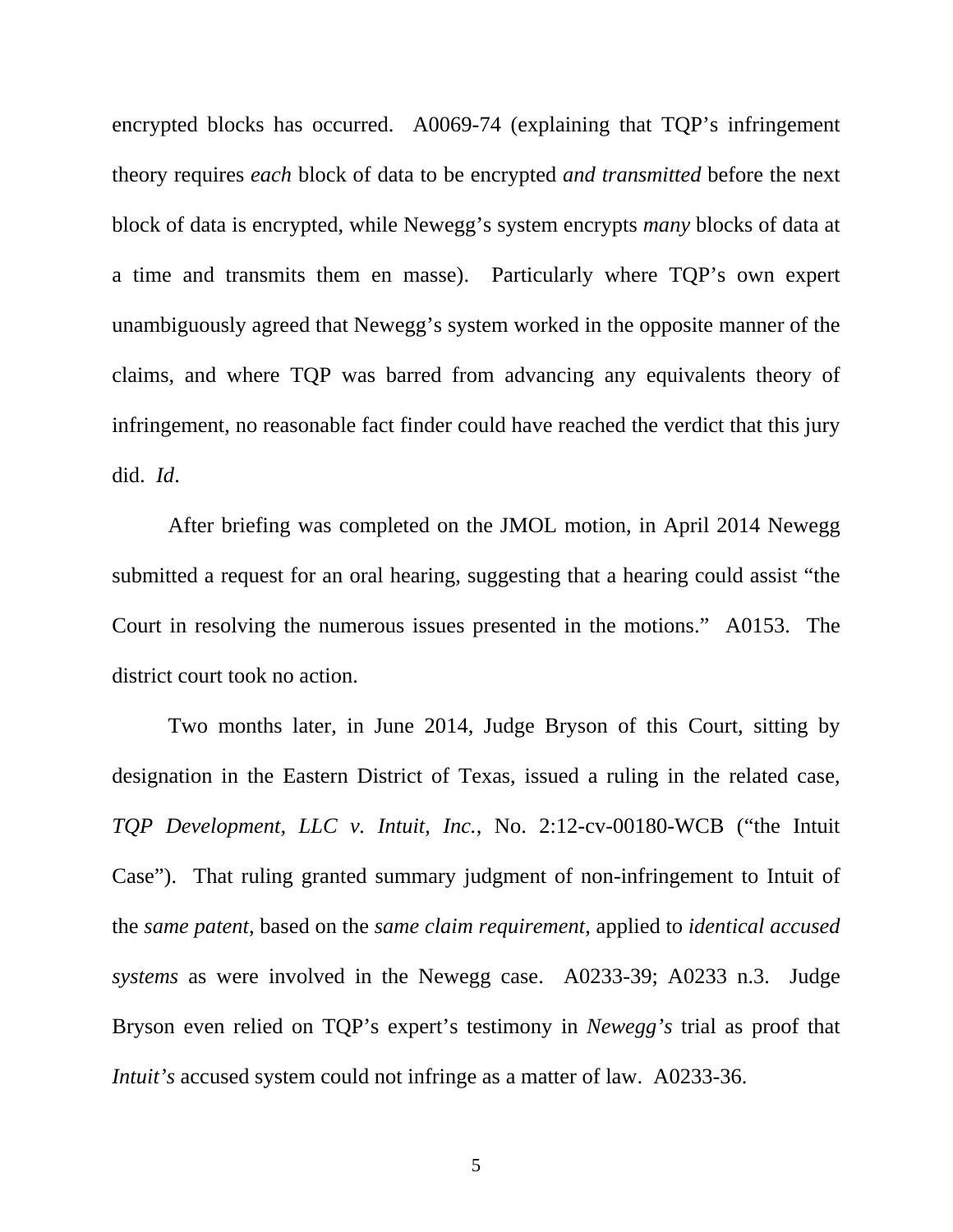encrypted blocks has occurred. A0069-74 (explaining that TQP's infringement theory requires *each* block of data to be encrypted *and transmitted* before the next block of data is encrypted, while Newegg's system encrypts *many* blocks of data at a time and transmits them en masse). Particularly where TQP's own expert unambiguously agreed that Newegg's system worked in the opposite manner of the claims, and where TQP was barred from advancing any equivalents theory of infringement, no reasonable fact finder could have reached the verdict that this jury did. *Id*.

After briefing was completed on the JMOL motion, in April 2014 Newegg submitted a request for an oral hearing, suggesting that a hearing could assist "the Court in resolving the numerous issues presented in the motions." A0153. The district court took no action.

Two months later, in June 2014, Judge Bryson of this Court, sitting by designation in the Eastern District of Texas, issued a ruling in the related case, *TQP Development, LLC v. Intuit, Inc.*, No. 2:12-cv-00180-WCB ("the Intuit Case"). That ruling granted summary judgment of non-infringement to Intuit of the *same patent*, based on the *same claim requirement*, applied to *identical accused systems* as were involved in the Newegg case. A0233-39; A0233 n.3. Judge Bryson even relied on TQP's expert's testimony in *Newegg's* trial as proof that *Intuit's* accused system could not infringe as a matter of law. A0233-36.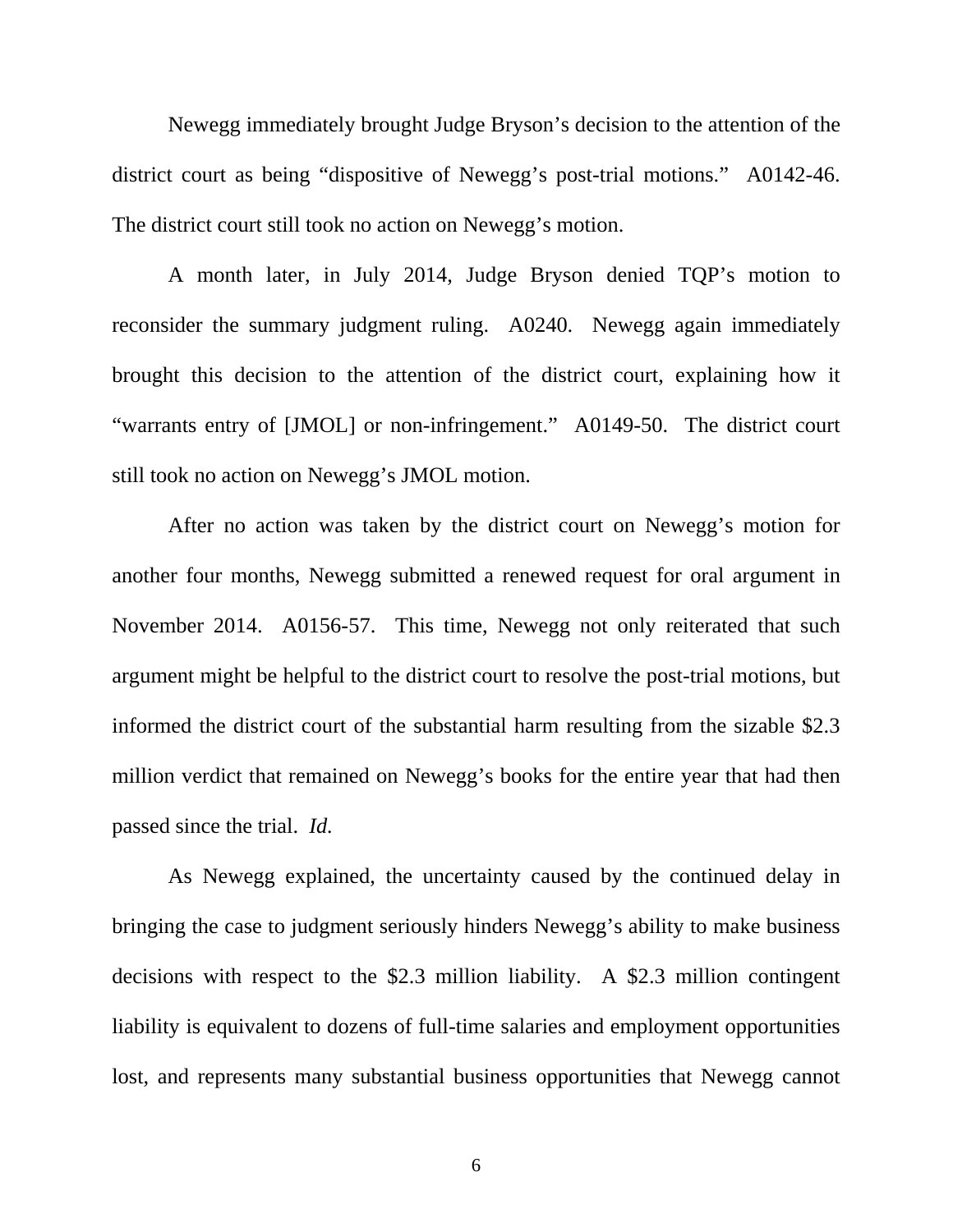Newegg immediately brought Judge Bryson's decision to the attention of the district court as being "dispositive of Newegg's post-trial motions." A0142-46. The district court still took no action on Newegg's motion.

A month later, in July 2014, Judge Bryson denied TQP's motion to reconsider the summary judgment ruling. A0240. Newegg again immediately brought this decision to the attention of the district court, explaining how it "warrants entry of [JMOL] or non-infringement." A0149-50. The district court still took no action on Newegg's JMOL motion.

After no action was taken by the district court on Newegg's motion for another four months, Newegg submitted a renewed request for oral argument in November 2014. A0156-57. This time, Newegg not only reiterated that such argument might be helpful to the district court to resolve the post-trial motions, but informed the district court of the substantial harm resulting from the sizable $2.3 million verdict that remained on Newegg's books for the entire year that had then passed since the trial. *Id.*

As Newegg explained, the uncertainty caused by the continued delay in bringing the case to judgment seriously hinders Newegg's ability to make business decisions with respect to the $2.3 million liability. A $2.3 million contingent liability is equivalent to dozens of full-time salaries and employment opportunities lost, and represents many substantial business opportunities that Newegg cannot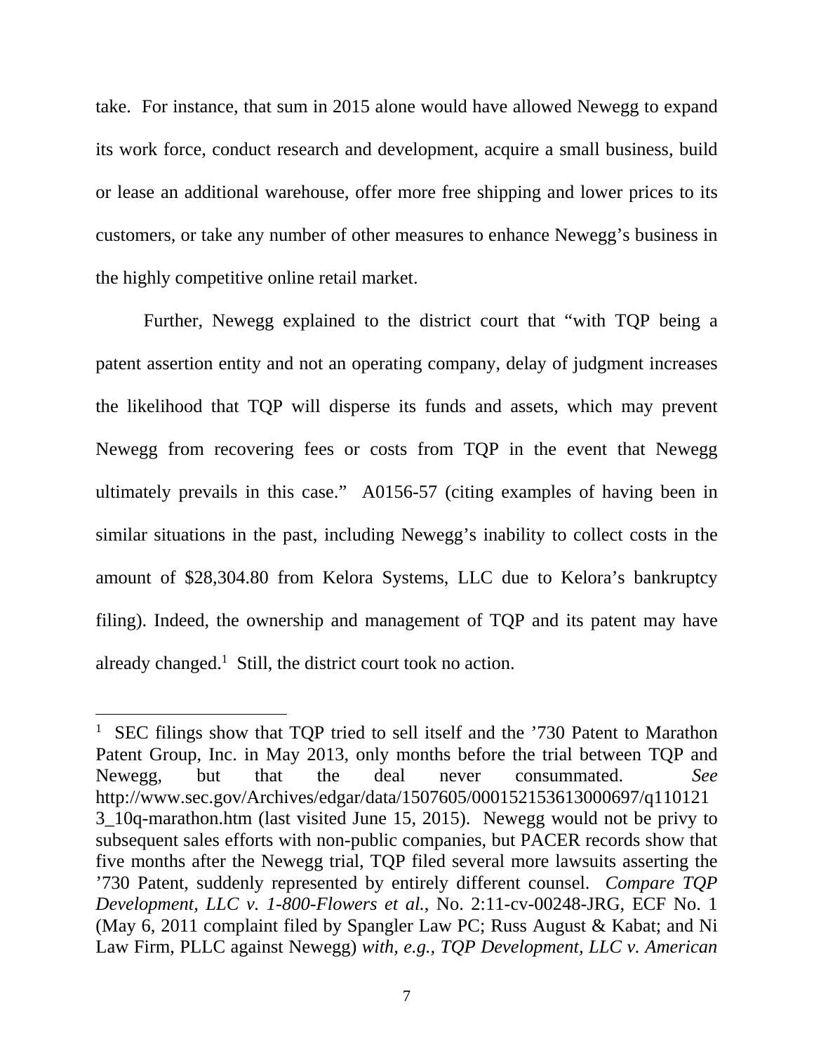take. For instance, that sum in 2015 alone would have allowed Newegg to expand its work force, conduct research and development, acquire a small business, build or lease an additional warehouse, offer more free shipping and lower prices to its customers, or take any number of other measures to enhance Newegg's business in the highly competitive online retail market.

Further, Newegg explained to the district court that "with TQP being a patent assertion entity and not an operating company, delay of judgment increases the likelihood that TQP will disperse its funds and assets, which may prevent Newegg from recovering fees or costs from TQP in the event that Newegg ultimately prevails in this case." A0156-57 (citing examples of having been in similar situations in the past, including Newegg's inability to collect costs in the amount of $28,304.80 from Kelora Systems, LLC due to Kelora's bankruptcy filing). Indeed, the ownership and management of TQP and its patent may have already changed.[1] Still, the district court took no action.

---

[1] SEC filings show that TQP tried to sell itself and the '730 Patent to Marathon Patent Group, Inc. in May 2013, only months before the trial between TQP and Newegg, but that the deal never consummated. *See* http://www.sec.gov/Archives/edgar/data/1507605/000152153613000697/q1101213_10q-marathon.htm (last visited June 15, 2015). Newegg would not be privy to subsequent sales efforts with non-public companies, but PACER records show that five months after the Newegg trial, TQP filed several more lawsuits asserting the '730 Patent, suddenly represented by entirely different counsel. *Compare TQP Development, LLC v. 1-800-Flowers et al.*, No. 2:11-cv-00248-JRG, ECF No. 1 (May 6, 2011 complaint filed by Spangler Law PC; Russ August & Kabat; and Ni Law Firm, PLLC against Newegg) *with, e.g., TQP Development, LLC v. American*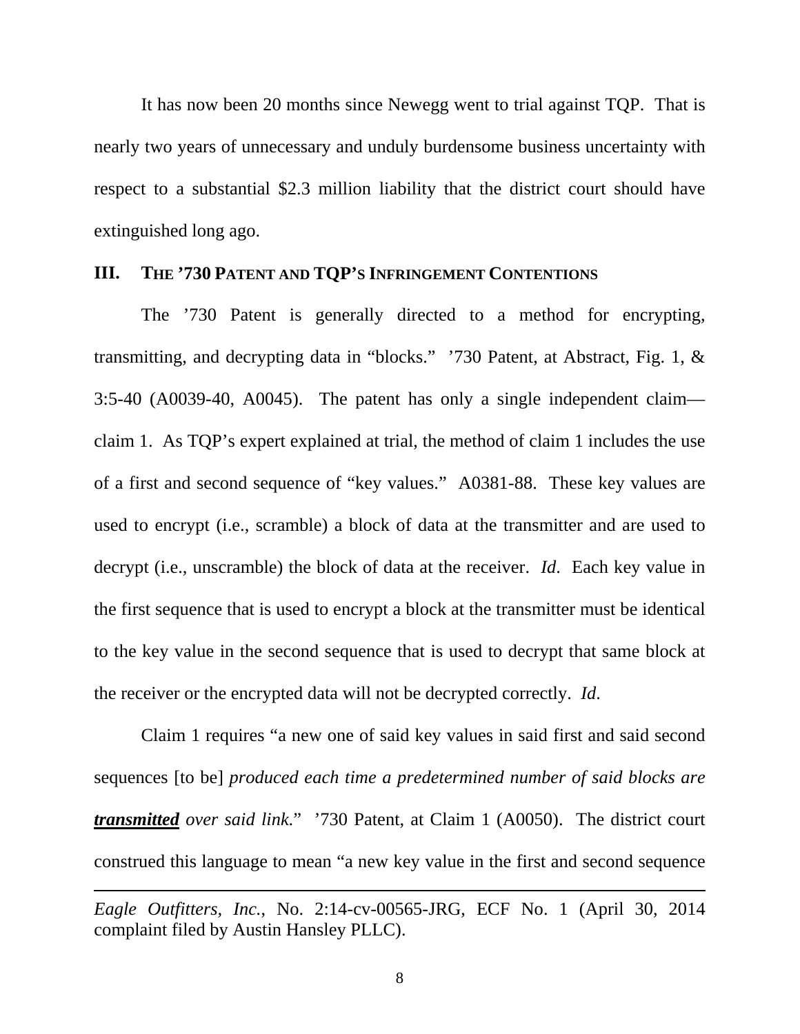It has now been 20 months since Newegg went to trial against TQP. That is nearly two years of unnecessary and unduly burdensome business uncertainty with respect to a substantial $2.3 million liability that the district court should have extinguished long ago.

## III. THE ’730 PATENT AND TQP’S INFRINGEMENT CONTENTIONS

The ’730 Patent is generally directed to a method for encrypting, transmitting, and decrypting data in “blocks.” ’730 Patent, at Abstract, Fig. 1, & 3:5-40 (A0039-40, A0045). The patent has only a single independent claim—claim 1. As TQP’s expert explained at trial, the method of claim 1 includes the use of a first and second sequence of “key values.” A0381-88. These key values are used to encrypt (i.e., scramble) a block of data at the transmitter and are used to decrypt (i.e., unscramble) the block of data at the receiver. *Id*. Each key value in the first sequence that is used to encrypt a block at the transmitter must be identical to the key value in the second sequence that is used to decrypt that same block at the receiver or the encrypted data will not be decrypted correctly. *Id*.

Claim 1 requires “a new one of said key values in said first and said second sequences [to be] *produced each time a predetermined number of said blocks are* ***transmitted*** *over said link*.” ’730 Patent, at Claim 1 (A0050). The district court construed this language to mean “a new key value in the first and second sequence

---

*Eagle Outfitters, Inc.*, No. 2:14-cv-00565-JRG, ECF No. 1 (April 30, 2014 complaint filed by Austin Hansley PLLC).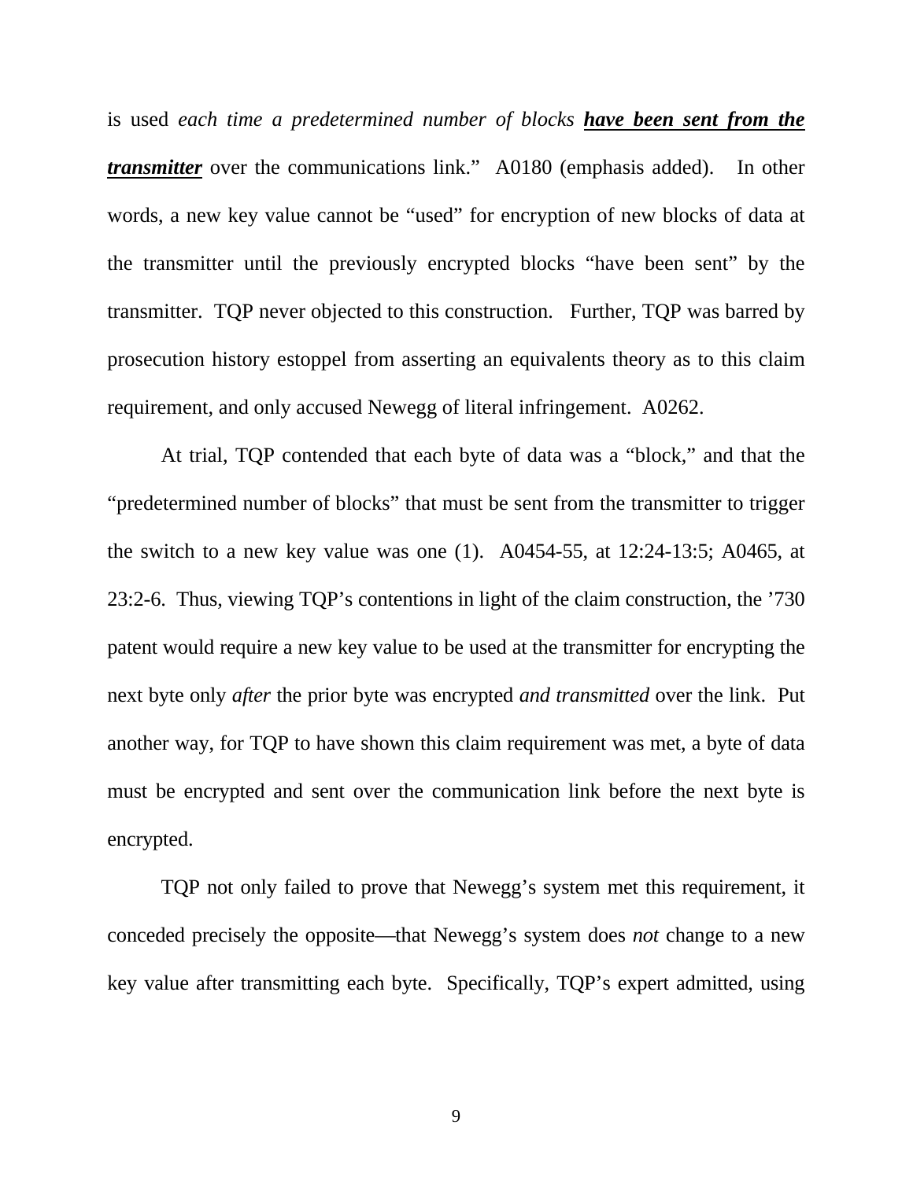is used *each time a predetermined number of blocks* ***have been sent from the transmitter*** over the communications link." A0180 (emphasis added). In other words, a new key value cannot be "used" for encryption of new blocks of data at the transmitter until the previously encrypted blocks "have been sent" by the transmitter. TQP never objected to this construction. Further, TQP was barred by prosecution history estoppel from asserting an equivalents theory as to this claim requirement, and only accused Newegg of literal infringement. A0262.

At trial, TQP contended that each byte of data was a "block," and that the "predetermined number of blocks" that must be sent from the transmitter to trigger the switch to a new key value was one (1). A0454-55, at 12:24-13:5; A0465, at 23:2-6. Thus, viewing TQP's contentions in light of the claim construction, the '730 patent would require a new key value to be used at the transmitter for encrypting the next byte only *after* the prior byte was encrypted *and transmitted* over the link. Put another way, for TQP to have shown this claim requirement was met, a byte of data must be encrypted and sent over the communication link before the next byte is encrypted.

TQP not only failed to prove that Newegg's system met this requirement, it conceded precisely the opposite—that Newegg's system does *not* change to a new key value after transmitting each byte. Specifically, TQP's expert admitted, using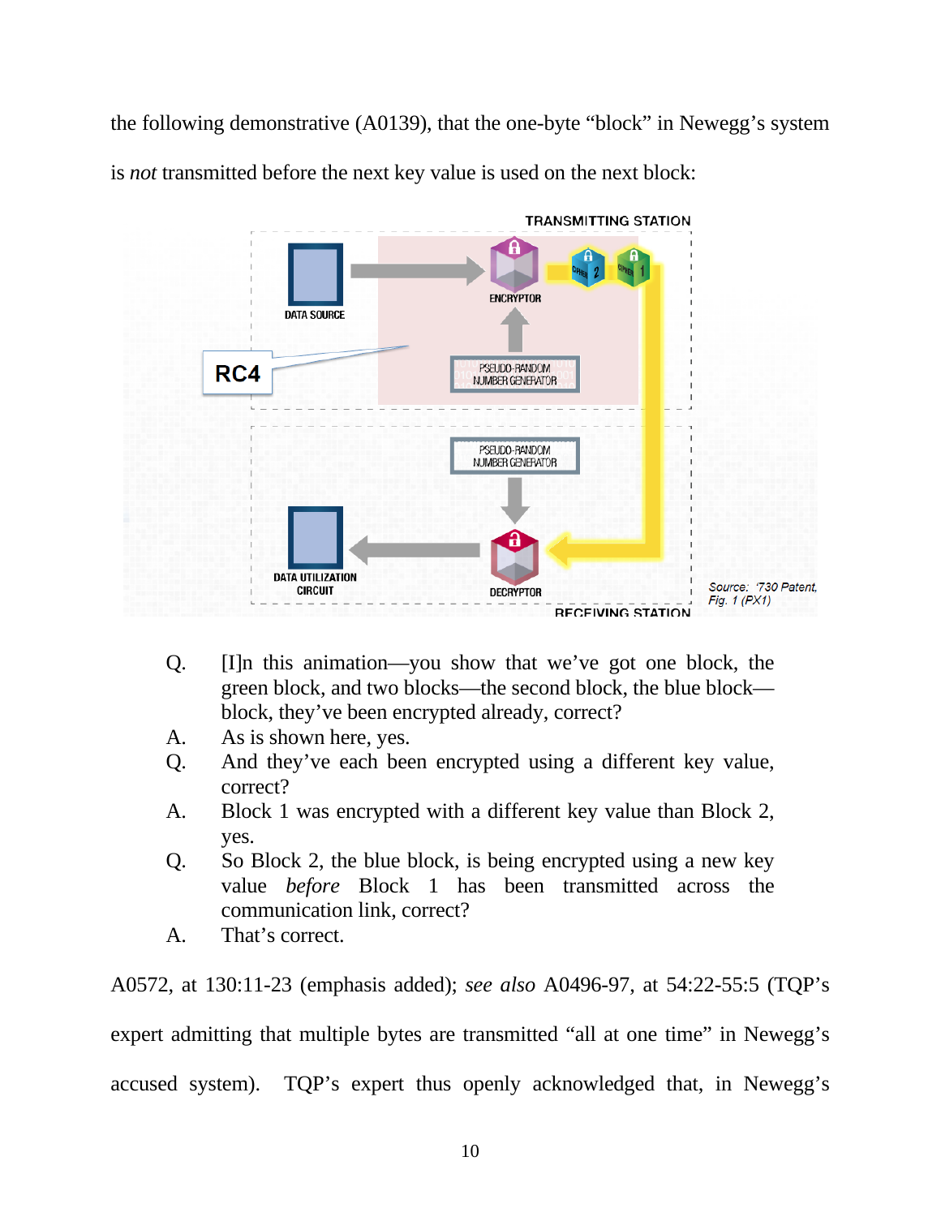the following demonstrative (A0139), that the one-byte "block" in Newegg's system is *not* transmitted before the next key value is used on the next block:

TRANSMITTING STATION

DATA SOURCE

ENCRYPTOR

RC4

PSEUDO-RANDOM NUMBER GENERATOR

PSEUDO-RANDOM NUMBER GENERATOR

DATA UTILIZATION CIRCUIT

DECRYPTOR

RECEIVING STATION

*Source: '730 Patent, Fig. 1 (PX1)*

> Q. [I]n this animation—you show that we've got one block, the green block, and two blocks—the second block, the blue block—block, they've been encrypted already, correct?
>
> A. As is shown here, yes.
>
> Q. And they've each been encrypted using a different key value, correct?
>
> A. Block 1 was encrypted with a different key value than Block 2, yes.
>
> Q. So Block 2, the blue block, is being encrypted using a new key value *before* Block 1 has been transmitted across the communication link, correct?
>
> A. That's correct.

A0572, at 130:11-23 (emphasis added); *see also* A0496-97, at 54:22-55:5 (TQP's expert admitting that multiple bytes are transmitted "all at one time" in Newegg's accused system). TQP's expert thus openly acknowledged that, in Newegg's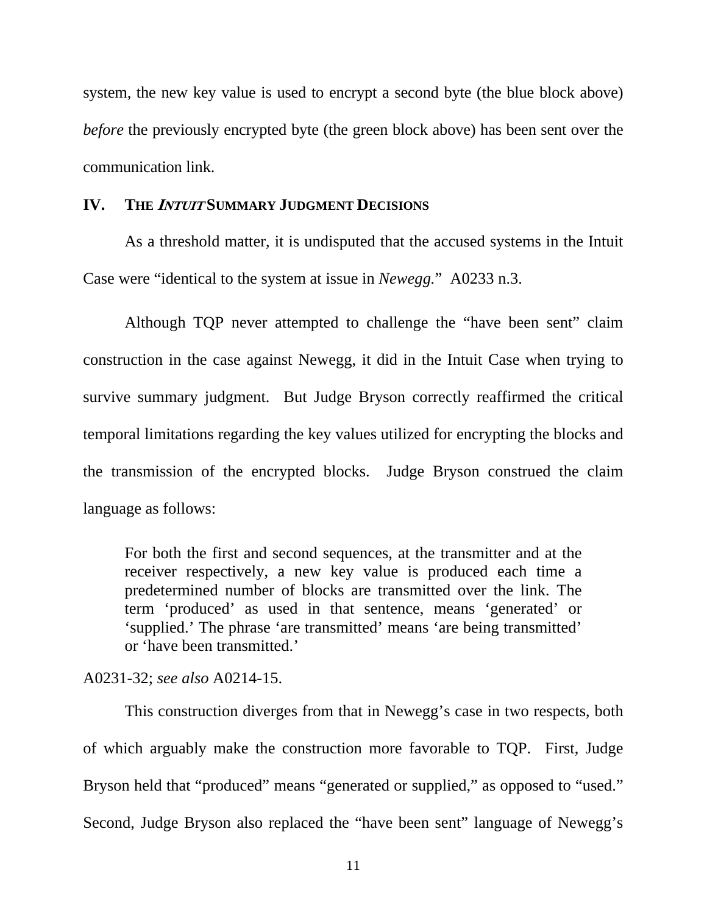system, the new key value is used to encrypt a second byte (the blue block above) *before* the previously encrypted byte (the green block above) has been sent over the communication link.

## IV. THE *INTUIT* SUMMARY JUDGMENT DECISIONS

As a threshold matter, it is undisputed that the accused systems in the Intuit Case were "identical to the system at issue in *Newegg.*" A0233 n.3.

Although TQP never attempted to challenge the "have been sent" claim construction in the case against Newegg, it did in the Intuit Case when trying to survive summary judgment. But Judge Bryson correctly reaffirmed the critical temporal limitations regarding the key values utilized for encrypting the blocks and the transmission of the encrypted blocks. Judge Bryson construed the claim language as follows:

> For both the first and second sequences, at the transmitter and at the receiver respectively, a new key value is produced each time a predetermined number of blocks are transmitted over the link. The term 'produced' as used in that sentence, means 'generated' or 'supplied.' The phrase 'are transmitted' means 'are being transmitted' or 'have been transmitted.'

A0231-32; *see also* A0214-15.

This construction diverges from that in Newegg's case in two respects, both of which arguably make the construction more favorable to TQP. First, Judge Bryson held that "produced" means "generated or supplied," as opposed to "used." Second, Judge Bryson also replaced the "have been sent" language of Newegg's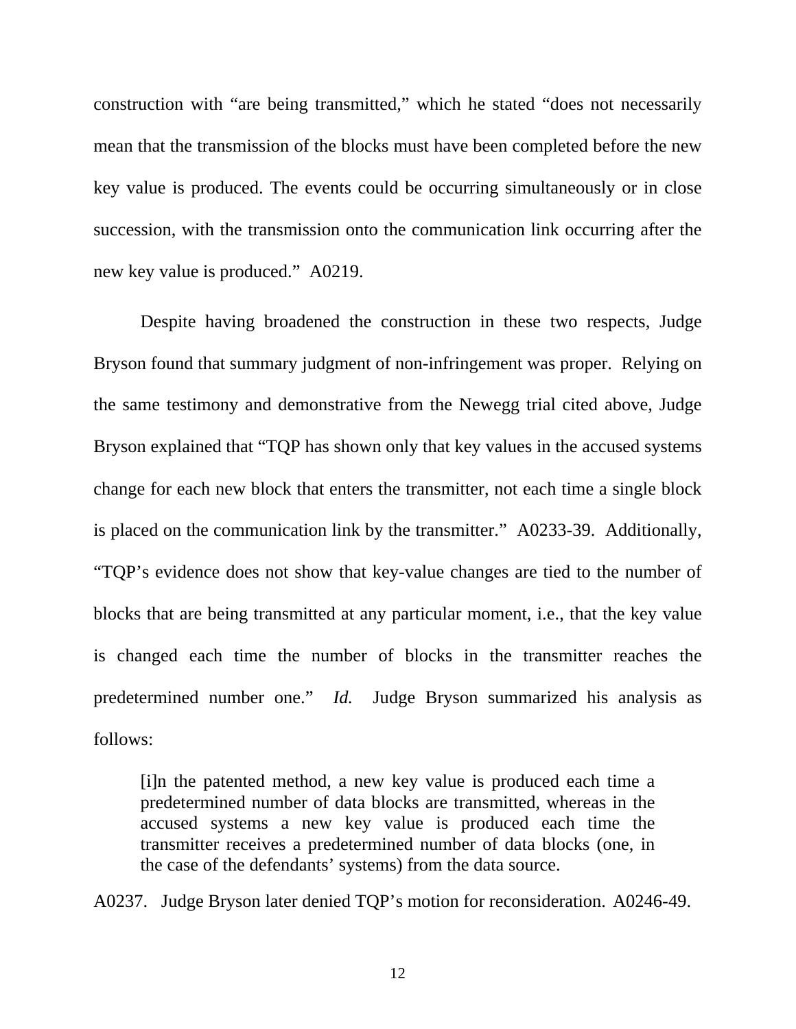construction with "are being transmitted," which he stated "does not necessarily mean that the transmission of the blocks must have been completed before the new key value is produced. The events could be occurring simultaneously or in close succession, with the transmission onto the communication link occurring after the new key value is produced." A0219.

Despite having broadened the construction in these two respects, Judge Bryson found that summary judgment of non-infringement was proper. Relying on the same testimony and demonstrative from the Newegg trial cited above, Judge Bryson explained that "TQP has shown only that key values in the accused systems change for each new block that enters the transmitter, not each time a single block is placed on the communication link by the transmitter." A0233-39. Additionally, "TQP's evidence does not show that key-value changes are tied to the number of blocks that are being transmitted at any particular moment, i.e., that the key value is changed each time the number of blocks in the transmitter reaches the predetermined number one." *Id.* Judge Bryson summarized his analysis as follows:

> [i]n the patented method, a new key value is produced each time a predetermined number of data blocks are transmitted, whereas in the accused systems a new key value is produced each time the transmitter receives a predetermined number of data blocks (one, in the case of the defendants' systems) from the data source.

A0237. Judge Bryson later denied TQP's motion for reconsideration. A0246-49.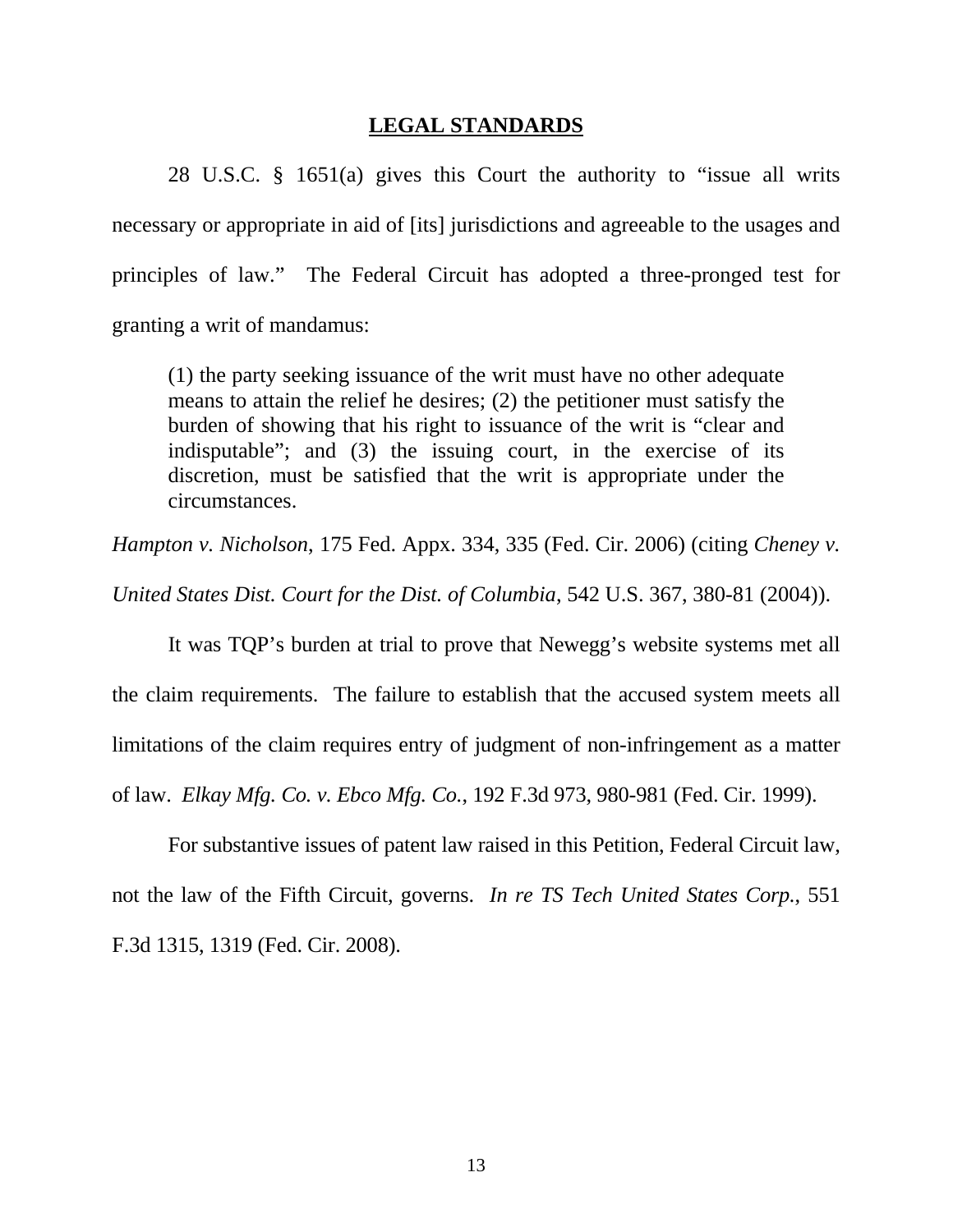## LEGAL STANDARDS

28 U.S.C. § 1651(a) gives this Court the authority to "issue all writs necessary or appropriate in aid of [its] jurisdictions and agreeable to the usages and principles of law." The Federal Circuit has adopted a three-pronged test for granting a writ of mandamus:

> (1) the party seeking issuance of the writ must have no other adequate means to attain the relief he desires; (2) the petitioner must satisfy the burden of showing that his right to issuance of the writ is "clear and indisputable"; and (3) the issuing court, in the exercise of its discretion, must be satisfied that the writ is appropriate under the circumstances.

*Hampton v. Nicholson*, 175 Fed. Appx. 334, 335 (Fed. Cir. 2006) (citing *Cheney v. United States Dist. Court for the Dist. of Columbia*, 542 U.S. 367, 380-81 (2004)).

It was TQP's burden at trial to prove that Newegg's website systems met all the claim requirements. The failure to establish that the accused system meets all limitations of the claim requires entry of judgment of non-infringement as a matter of law. *Elkay Mfg. Co. v. Ebco Mfg. Co.*, 192 F.3d 973, 980-981 (Fed. Cir. 1999).

For substantive issues of patent law raised in this Petition, Federal Circuit law, not the law of the Fifth Circuit, governs. *In re TS Tech United States Corp.*, 551 F.3d 1315, 1319 (Fed. Cir. 2008).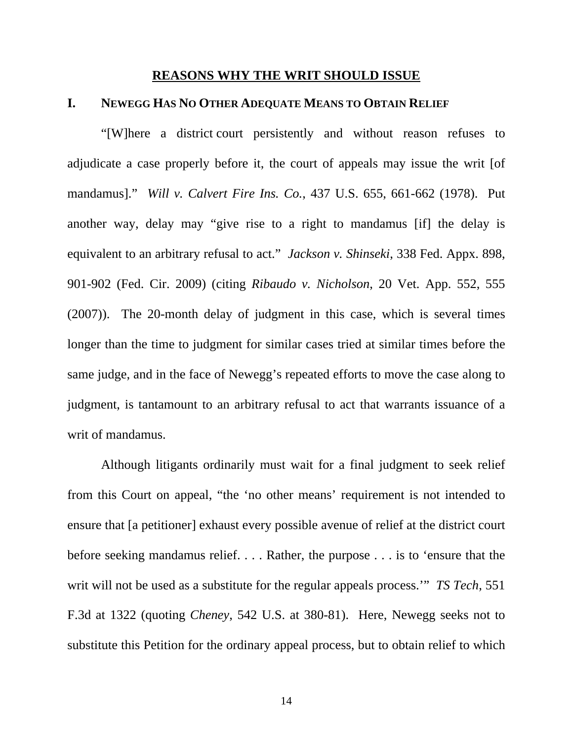## REASONS WHY THE WRIT SHOULD ISSUE

### I. NEWEGG HAS NO OTHER ADEQUATE MEANS TO OBTAIN RELIEF

"[W]here a district court persistently and without reason refuses to adjudicate a case properly before it, the court of appeals may issue the writ [of mandamus]." *Will v. Calvert Fire Ins. Co.*, 437 U.S. 655, 661-662 (1978). Put another way, delay may "give rise to a right to mandamus [if] the delay is equivalent to an arbitrary refusal to act." *Jackson v. Shinseki*, 338 Fed. Appx. 898, 901-902 (Fed. Cir. 2009) (citing *Ribaudo v. Nicholson*, 20 Vet. App. 552, 555 (2007)). The 20-month delay of judgment in this case, which is several times longer than the time to judgment for similar cases tried at similar times before the same judge, and in the face of Newegg's repeated efforts to move the case along to judgment, is tantamount to an arbitrary refusal to act that warrants issuance of a writ of mandamus.

Although litigants ordinarily must wait for a final judgment to seek relief from this Court on appeal, "the 'no other means' requirement is not intended to ensure that [a petitioner] exhaust every possible avenue of relief at the district court before seeking mandamus relief. . . . Rather, the purpose . . . is to 'ensure that the writ will not be used as a substitute for the regular appeals process.'" *TS Tech*, 551 F.3d at 1322 (quoting *Cheney*, 542 U.S. at 380-81). Here, Newegg seeks not to substitute this Petition for the ordinary appeal process, but to obtain relief to which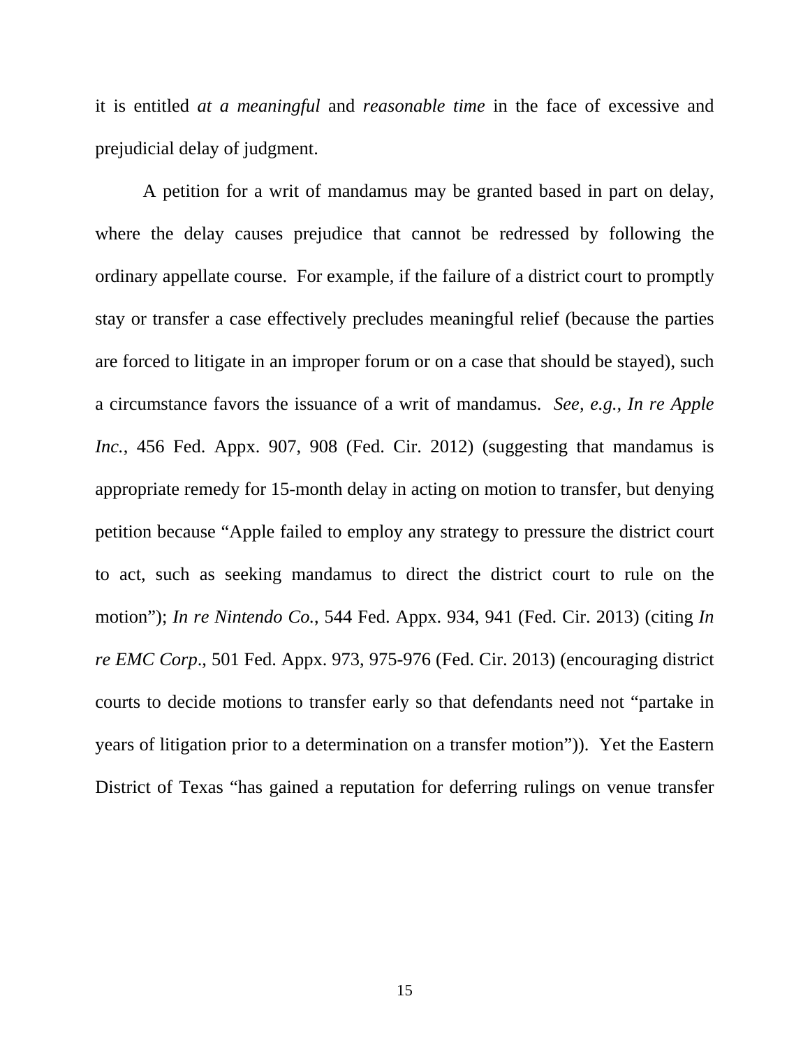it is entitled *at a meaningful* and *reasonable time* in the face of excessive and prejudicial delay of judgment.

A petition for a writ of mandamus may be granted based in part on delay, where the delay causes prejudice that cannot be redressed by following the ordinary appellate course. For example, if the failure of a district court to promptly stay or transfer a case effectively precludes meaningful relief (because the parties are forced to litigate in an improper forum or on a case that should be stayed), such a circumstance favors the issuance of a writ of mandamus. *See, e.g., In re Apple Inc.*, 456 Fed. Appx. 907, 908 (Fed. Cir. 2012) (suggesting that mandamus is appropriate remedy for 15-month delay in acting on motion to transfer, but denying petition because "Apple failed to employ any strategy to pressure the district court to act, such as seeking mandamus to direct the district court to rule on the motion"); *In re Nintendo Co.*, 544 Fed. Appx. 934, 941 (Fed. Cir. 2013) (citing *In re EMC Corp.*, 501 Fed. Appx. 973, 975-976 (Fed. Cir. 2013) (encouraging district courts to decide motions to transfer early so that defendants need not "partake in years of litigation prior to a determination on a transfer motion")). Yet the Eastern District of Texas "has gained a reputation for deferring rulings on venue transfer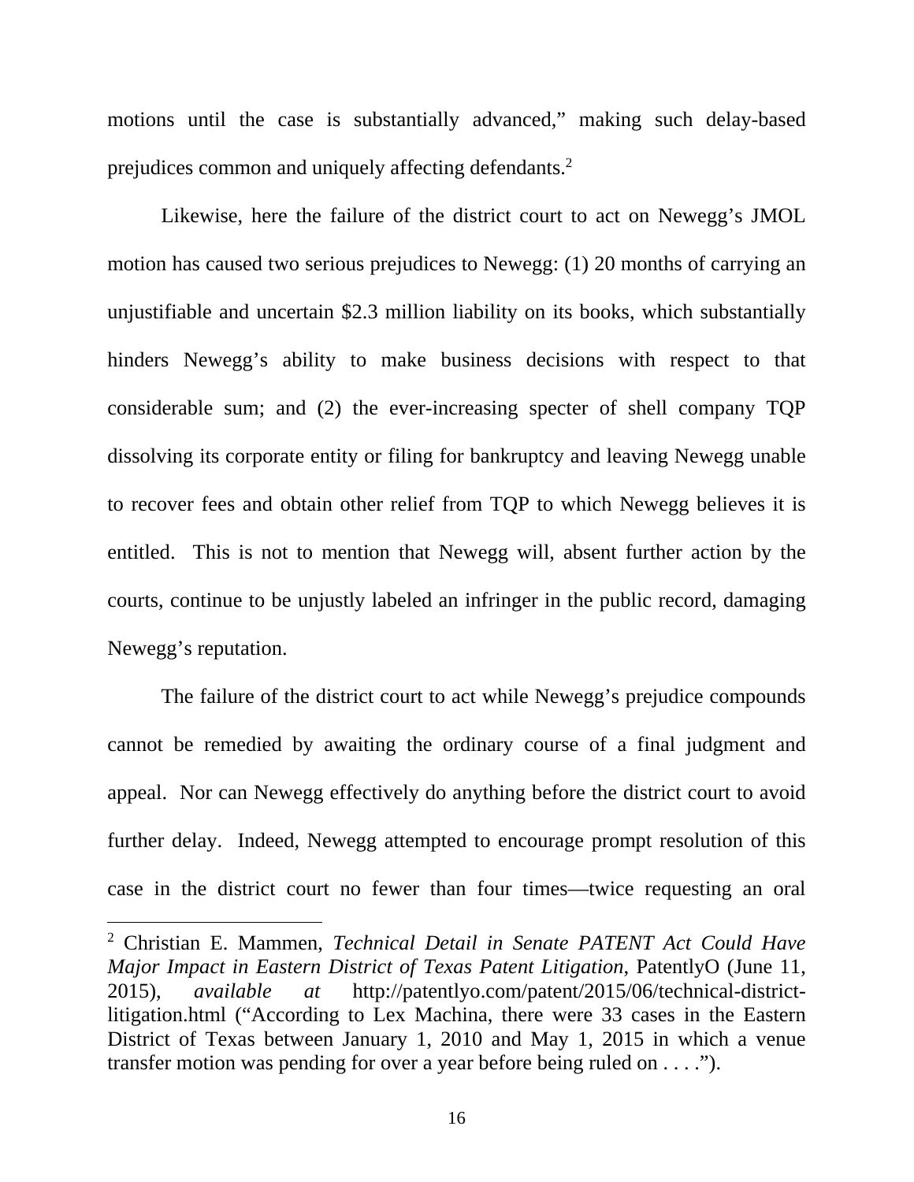motions until the case is substantially advanced," making such delay-based prejudices common and uniquely affecting defendants.[2]

Likewise, here the failure of the district court to act on Newegg's JMOL motion has caused two serious prejudices to Newegg: (1) 20 months of carrying an unjustifiable and uncertain \$2.3 million liability on its books, which substantially hinders Newegg's ability to make business decisions with respect to that considerable sum; and (2) the ever-increasing specter of shell company TQP dissolving its corporate entity or filing for bankruptcy and leaving Newegg unable to recover fees and obtain other relief from TQP to which Newegg believes it is entitled. This is not to mention that Newegg will, absent further action by the courts, continue to be unjustly labeled an infringer in the public record, damaging Newegg's reputation.

The failure of the district court to act while Newegg's prejudice compounds cannot be remedied by awaiting the ordinary course of a final judgment and appeal. Nor can Newegg effectively do anything before the district court to avoid further delay. Indeed, Newegg attempted to encourage prompt resolution of this case in the district court no fewer than four times—twice requesting an oral

---

[2] Christian E. Mammen, *Technical Detail in Senate PATENT Act Could Have Major Impact in Eastern District of Texas Patent Litigation*, PatentlyO (June 11, 2015), *available at* http://patentlyo.com/patent/2015/06/technical-district-litigation.html ("According to Lex Machina, there were 33 cases in the Eastern District of Texas between January 1, 2010 and May 1, 2015 in which a venue transfer motion was pending for over a year before being ruled on . . . .").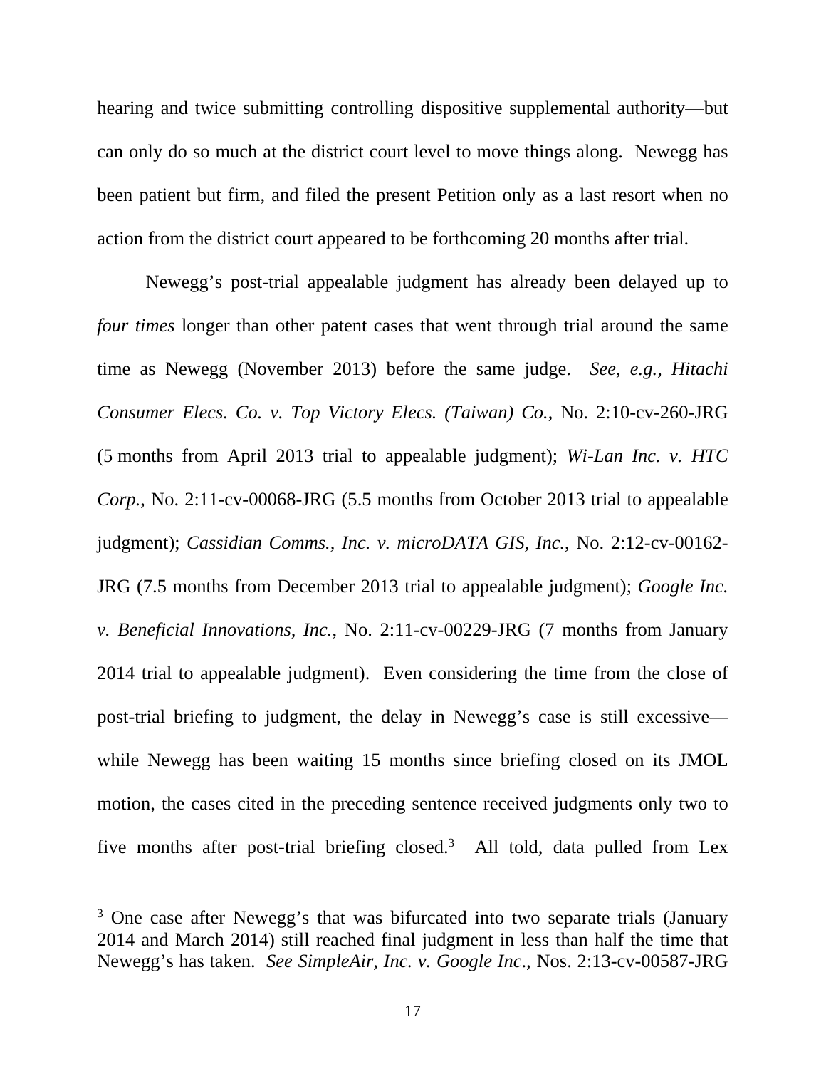hearing and twice submitting controlling dispositive supplemental authority—but can only do so much at the district court level to move things along. Newegg has been patient but firm, and filed the present Petition only as a last resort when no action from the district court appeared to be forthcoming 20 months after trial.

Newegg's post-trial appealable judgment has already been delayed up to *four times* longer than other patent cases that went through trial around the same time as Newegg (November 2013) before the same judge. *See, e.g., Hitachi Consumer Elecs. Co. v. Top Victory Elecs. (Taiwan) Co.*, No. 2:10-cv-260-JRG (5 months from April 2013 trial to appealable judgment); *Wi-Lan Inc. v. HTC Corp.*, No. 2:11-cv-00068-JRG (5.5 months from October 2013 trial to appealable judgment); *Cassidian Comms., Inc. v. microDATA GIS, Inc.*, No. 2:12-cv-00162-JRG (7.5 months from December 2013 trial to appealable judgment); *Google Inc. v. Beneficial Innovations, Inc.*, No. 2:11-cv-00229-JRG (7 months from January 2014 trial to appealable judgment). Even considering the time from the close of post-trial briefing to judgment, the delay in Newegg's case is still excessive—while Newegg has been waiting 15 months since briefing closed on its JMOL motion, the cases cited in the preceding sentence received judgments only two to five months after post-trial briefing closed.[3] All told, data pulled from Lex

[3] One case after Newegg's that was bifurcated into two separate trials (January 2014 and March 2014) still reached final judgment in less than half the time that Newegg's has taken. *See SimpleAir, Inc. v. Google Inc.*, Nos. 2:13-cv-00587-JRG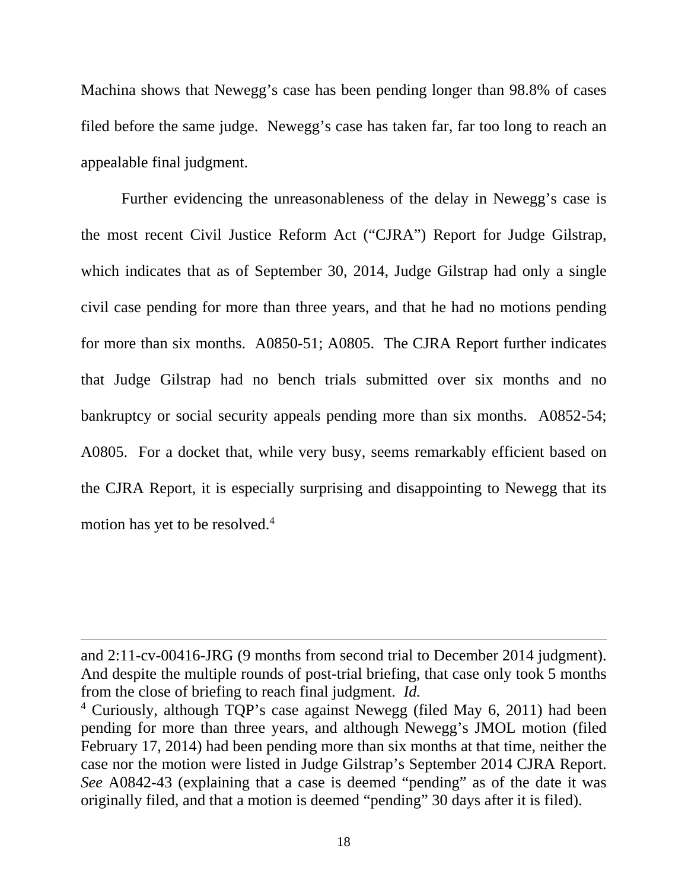Machina shows that Newegg's case has been pending longer than 98.8% of cases filed before the same judge. Newegg's case has taken far, far too long to reach an appealable final judgment.

Further evidencing the unreasonableness of the delay in Newegg's case is the most recent Civil Justice Reform Act ("CJRA") Report for Judge Gilstrap, which indicates that as of September 30, 2014, Judge Gilstrap had only a single civil case pending for more than three years, and that he had no motions pending for more than six months. A0850-51; A0805. The CJRA Report further indicates that Judge Gilstrap had no bench trials submitted over six months and no bankruptcy or social security appeals pending more than six months. A0852-54; A0805. For a docket that, while very busy, seems remarkably efficient based on the CJRA Report, it is especially surprising and disappointing to Newegg that its motion has yet to be resolved.[4]

---

and 2:11-cv-00416-JRG (9 months from second trial to December 2014 judgment). And despite the multiple rounds of post-trial briefing, that case only took 5 months from the close of briefing to reach final judgment. *Id.*

[4] Curiously, although TQP's case against Newegg (filed May 6, 2011) had been pending for more than three years, and although Newegg's JMOL motion (filed February 17, 2014) had been pending more than six months at that time, neither the case nor the motion were listed in Judge Gilstrap's September 2014 CJRA Report. *See* A0842-43 (explaining that a case is deemed "pending" as of the date it was originally filed, and that a motion is deemed "pending" 30 days after it is filed).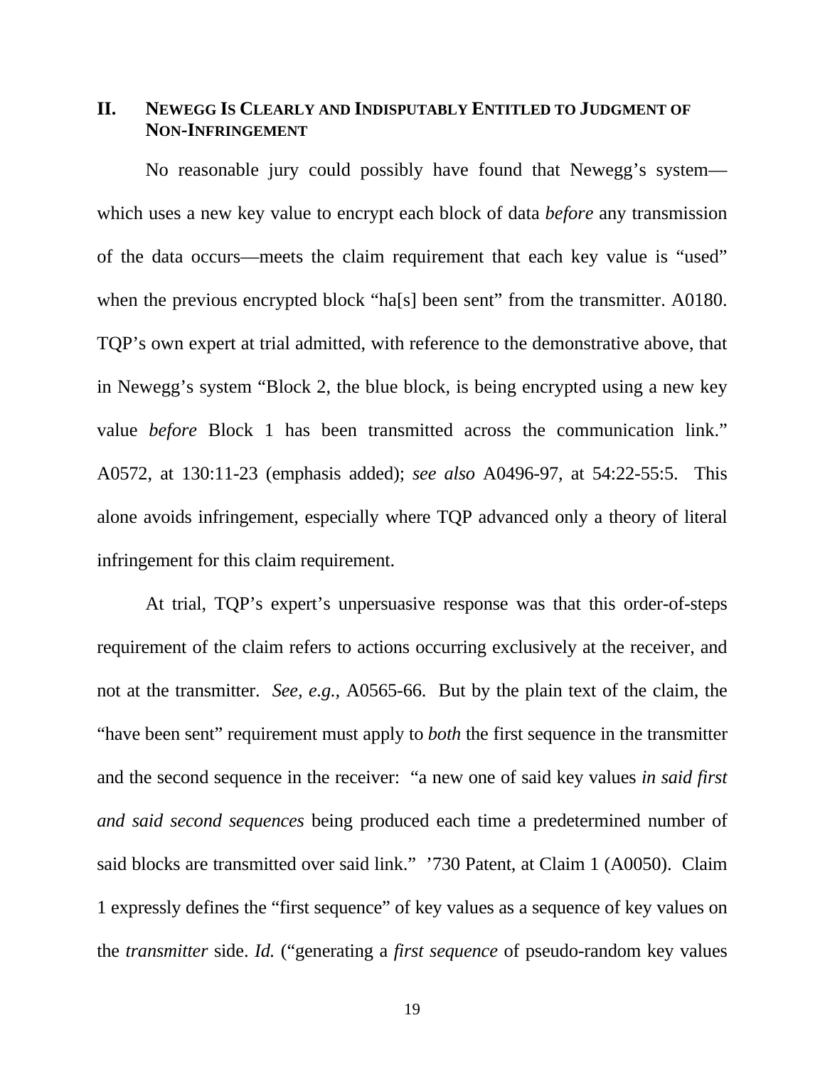## II. NEWEGG IS CLEARLY AND INDISPUTABLY ENTITLED TO JUDGMENT OF NON-INFRINGEMENT

No reasonable jury could possibly have found that Newegg's system—which uses a new key value to encrypt each block of data *before* any transmission of the data occurs—meets the claim requirement that each key value is "used" when the previous encrypted block "ha[s] been sent" from the transmitter. A0180. TQP's own expert at trial admitted, with reference to the demonstrative above, that in Newegg's system "Block 2, the blue block, is being encrypted using a new key value *before* Block 1 has been transmitted across the communication link." A0572, at 130:11-23 (emphasis added); *see also* A0496-97, at 54:22-55:5. This alone avoids infringement, especially where TQP advanced only a theory of literal infringement for this claim requirement.

At trial, TQP's expert's unpersuasive response was that this order-of-steps requirement of the claim refers to actions occurring exclusively at the receiver, and not at the transmitter. *See, e.g.,* A0565-66. But by the plain text of the claim, the "have been sent" requirement must apply to *both* the first sequence in the transmitter and the second sequence in the receiver: "a new one of said key values *in said first and said second sequences* being produced each time a predetermined number of said blocks are transmitted over said link." '730 Patent, at Claim 1 (A0050). Claim 1 expressly defines the "first sequence" of key values as a sequence of key values on the *transmitter* side. *Id.* ("generating a *first sequence* of pseudo-random key values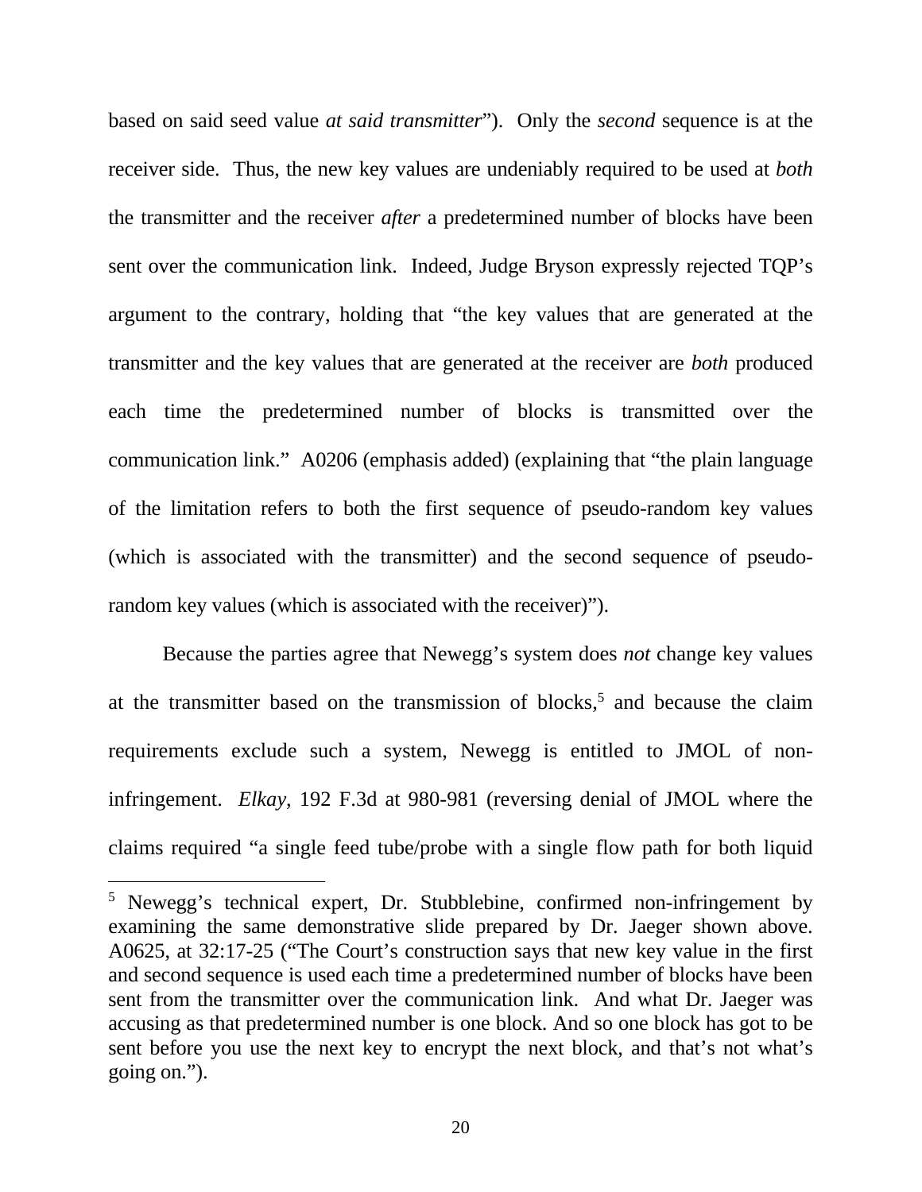based on said seed value *at said transmitter*"). Only the *second* sequence is at the receiver side. Thus, the new key values are undeniably required to be used at *both* the transmitter and the receiver *after* a predetermined number of blocks have been sent over the communication link. Indeed, Judge Bryson expressly rejected TQP's argument to the contrary, holding that "the key values that are generated at the transmitter and the key values that are generated at the receiver are *both* produced each time the predetermined number of blocks is transmitted over the communication link." A0206 (emphasis added) (explaining that "the plain language of the limitation refers to both the first sequence of pseudo-random key values (which is associated with the transmitter) and the second sequence of pseudo-random key values (which is associated with the receiver)").

Because the parties agree that Newegg's system does *not* change key values at the transmitter based on the transmission of blocks,[5] and because the claim requirements exclude such a system, Newegg is entitled to JMOL of non-infringement. *Elkay*, 192 F.3d at 980-981 (reversing denial of JMOL where the claims required "a single feed tube/probe with a single flow path for both liquid

---

[5] Newegg's technical expert, Dr. Stubblebine, confirmed non-infringement by examining the same demonstrative slide prepared by Dr. Jaeger shown above. A0625, at 32:17-25 ("The Court's construction says that new key value in the first and second sequence is used each time a predetermined number of blocks have been sent from the transmitter over the communication link. And what Dr. Jaeger was accusing as that predetermined number is one block. And so one block has got to be sent before you use the next key to encrypt the next block, and that's not what's going on.").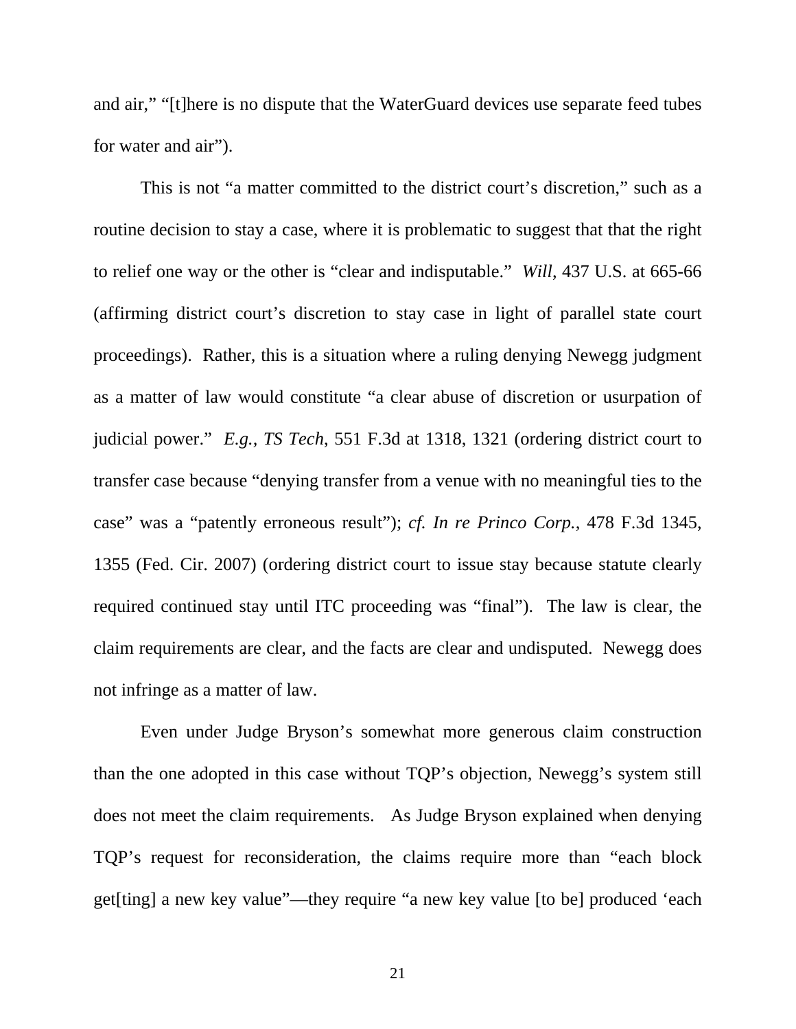and air," "[t]here is no dispute that the WaterGuard devices use separate feed tubes for water and air").

This is not "a matter committed to the district court's discretion," such as a routine decision to stay a case, where it is problematic to suggest that that the right to relief one way or the other is "clear and indisputable." *Will*, 437 U.S. at 665-66 (affirming district court's discretion to stay case in light of parallel state court proceedings). Rather, this is a situation where a ruling denying Newegg judgment as a matter of law would constitute "a clear abuse of discretion or usurpation of judicial power." *E.g., TS Tech*, 551 F.3d at 1318, 1321 (ordering district court to transfer case because "denying transfer from a venue with no meaningful ties to the case" was a "patently erroneous result"); *cf. In re Princo Corp.*, 478 F.3d 1345, 1355 (Fed. Cir. 2007) (ordering district court to issue stay because statute clearly required continued stay until ITC proceeding was "final"). The law is clear, the claim requirements are clear, and the facts are clear and undisputed. Newegg does not infringe as a matter of law.

Even under Judge Bryson's somewhat more generous claim construction than the one adopted in this case without TQP's objection, Newegg's system still does not meet the claim requirements. As Judge Bryson explained when denying TQP's request for reconsideration, the claims require more than "each block get[ting] a new key value"—they require "a new key value [to be] produced 'each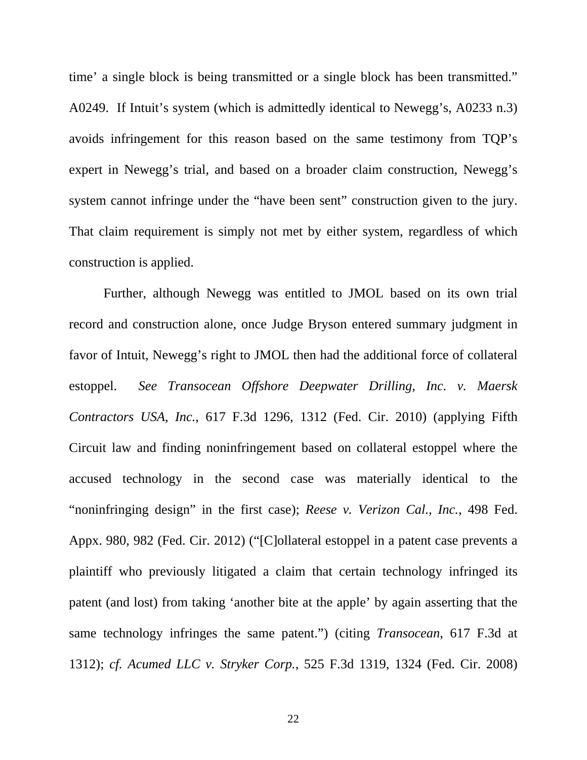time' a single block is being transmitted or a single block has been transmitted." A0249. If Intuit's system (which is admittedly identical to Newegg's, A0233 n.3) avoids infringement for this reason based on the same testimony from TQP's expert in Newegg's trial, and based on a broader claim construction, Newegg's system cannot infringe under the "have been sent" construction given to the jury. That claim requirement is simply not met by either system, regardless of which construction is applied.

Further, although Newegg was entitled to JMOL based on its own trial record and construction alone, once Judge Bryson entered summary judgment in favor of Intuit, Newegg's right to JMOL then had the additional force of collateral estoppel. *See Transocean Offshore Deepwater Drilling, Inc. v. Maersk Contractors USA, Inc.*, 617 F.3d 1296, 1312 (Fed. Cir. 2010) (applying Fifth Circuit law and finding noninfringement based on collateral estoppel where the accused technology in the second case was materially identical to the "noninfringing design" in the first case); *Reese v. Verizon Cal., Inc.*, 498 Fed. Appx. 980, 982 (Fed. Cir. 2012) ("[C]ollateral estoppel in a patent case prevents a plaintiff who previously litigated a claim that certain technology infringed its patent (and lost) from taking 'another bite at the apple' by again asserting that the same technology infringes the same patent.") (citing *Transocean*, 617 F.3d at 1312); *cf. Acumed LLC v. Stryker Corp.*, 525 F.3d 1319, 1324 (Fed. Cir. 2008)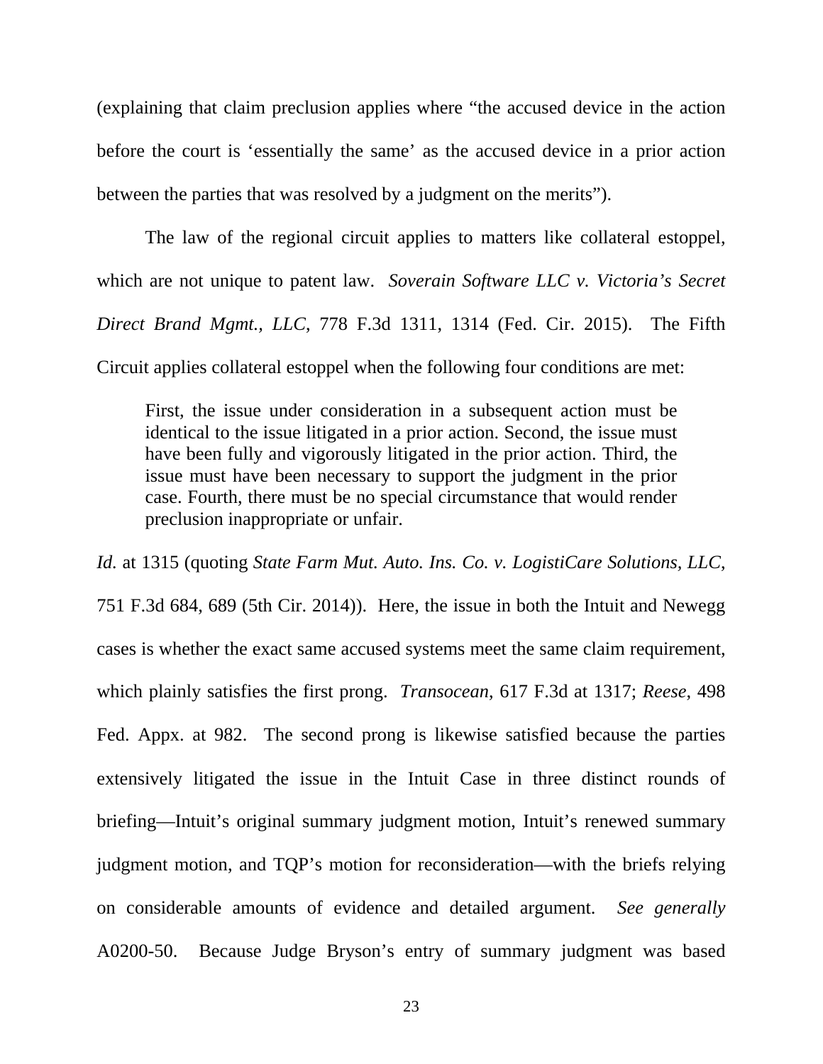(explaining that claim preclusion applies where "the accused device in the action before the court is 'essentially the same' as the accused device in a prior action between the parties that was resolved by a judgment on the merits").

The law of the regional circuit applies to matters like collateral estoppel, which are not unique to patent law. *Soverain Software LLC v. Victoria's Secret Direct Brand Mgmt., LLC*, 778 F.3d 1311, 1314 (Fed. Cir. 2015). The Fifth Circuit applies collateral estoppel when the following four conditions are met:

> First, the issue under consideration in a subsequent action must be identical to the issue litigated in a prior action. Second, the issue must have been fully and vigorously litigated in the prior action. Third, the issue must have been necessary to support the judgment in the prior case. Fourth, there must be no special circumstance that would render preclusion inappropriate or unfair.

*Id.* at 1315 (quoting *State Farm Mut. Auto. Ins. Co. v. LogistiCare Solutions, LLC*, 751 F.3d 684, 689 (5th Cir. 2014)). Here, the issue in both the Intuit and Newegg cases is whether the exact same accused systems meet the same claim requirement, which plainly satisfies the first prong. *Transocean*, 617 F.3d at 1317; *Reese*, 498 Fed. Appx. at 982. The second prong is likewise satisfied because the parties extensively litigated the issue in the Intuit Case in three distinct rounds of briefing—Intuit's original summary judgment motion, Intuit's renewed summary judgment motion, and TQP's motion for reconsideration—with the briefs relying on considerable amounts of evidence and detailed argument. *See generally* A0200-50. Because Judge Bryson's entry of summary judgment was based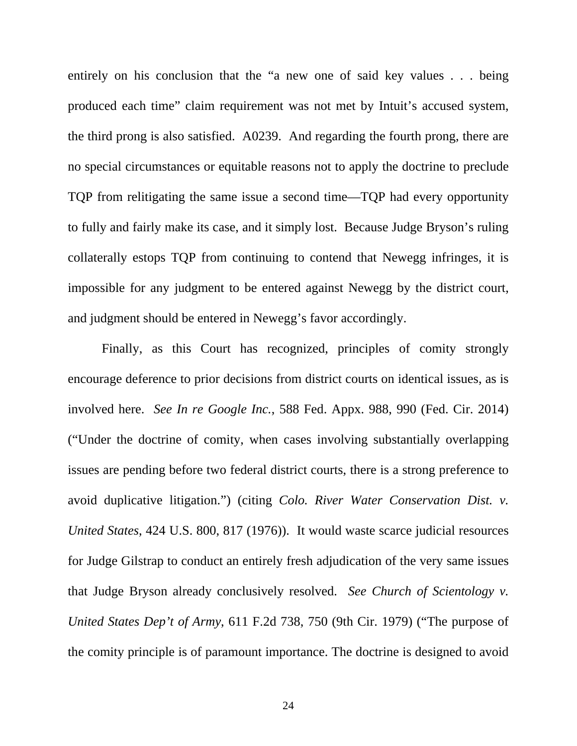entirely on his conclusion that the "a new one of said key values . . . being produced each time" claim requirement was not met by Intuit's accused system, the third prong is also satisfied. A0239. And regarding the fourth prong, there are no special circumstances or equitable reasons not to apply the doctrine to preclude TQP from relitigating the same issue a second time—TQP had every opportunity to fully and fairly make its case, and it simply lost. Because Judge Bryson's ruling collaterally estops TQP from continuing to contend that Newegg infringes, it is impossible for any judgment to be entered against Newegg by the district court, and judgment should be entered in Newegg's favor accordingly.

Finally, as this Court has recognized, principles of comity strongly encourage deference to prior decisions from district courts on identical issues, as is involved here. *See In re Google Inc.*, 588 Fed. Appx. 988, 990 (Fed. Cir. 2014) ("Under the doctrine of comity, when cases involving substantially overlapping issues are pending before two federal district courts, there is a strong preference to avoid duplicative litigation.") (citing *Colo. River Water Conservation Dist. v. United States*, 424 U.S. 800, 817 (1976)). It would waste scarce judicial resources for Judge Gilstrap to conduct an entirely fresh adjudication of the very same issues that Judge Bryson already conclusively resolved. *See Church of Scientology v. United States Dep't of Army*, 611 F.2d 738, 750 (9th Cir. 1979) ("The purpose of the comity principle is of paramount importance. The doctrine is designed to avoid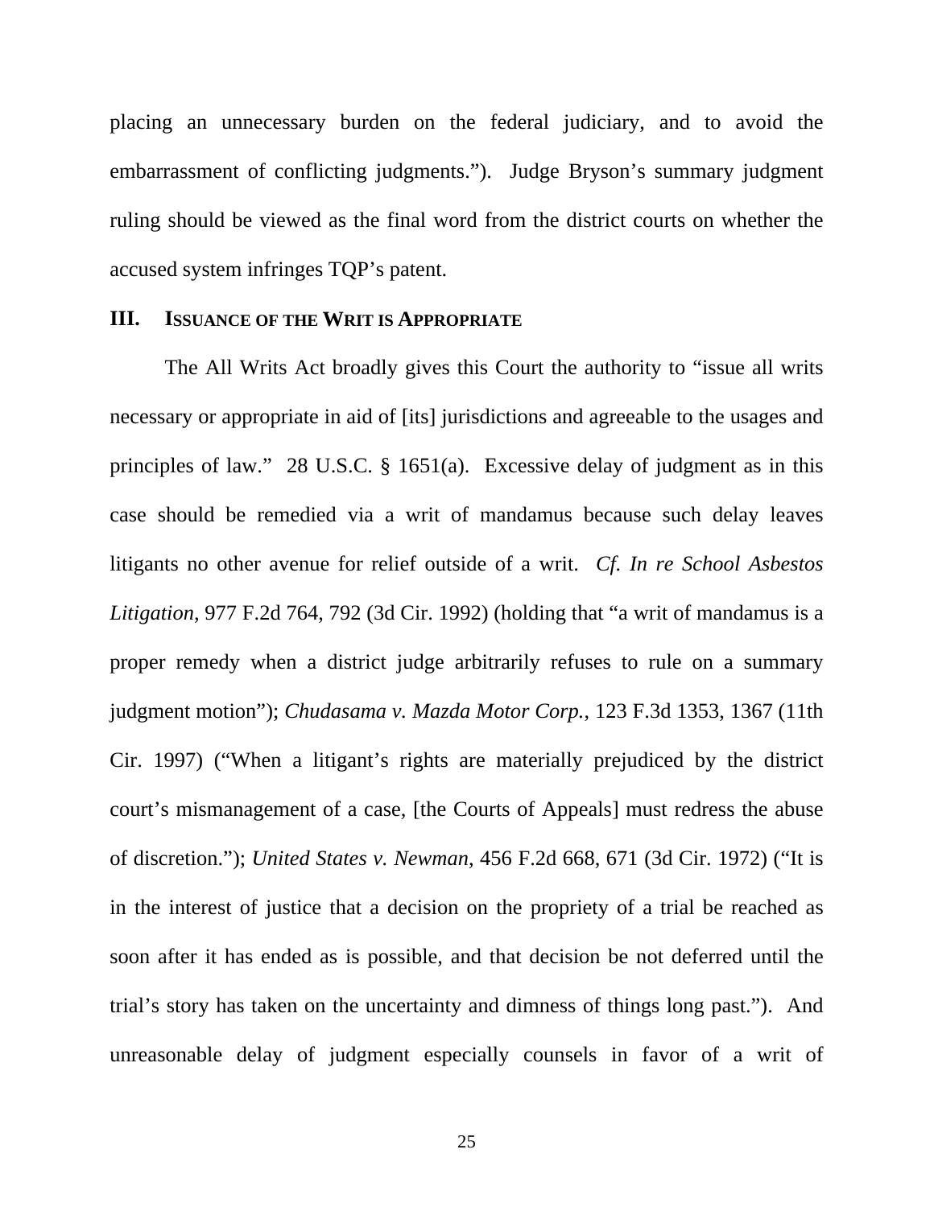placing an unnecessary burden on the federal judiciary, and to avoid the embarrassment of conflicting judgments."). Judge Bryson's summary judgment ruling should be viewed as the final word from the district courts on whether the accused system infringes TQP's patent.

## III. ISSUANCE OF THE WRIT IS APPROPRIATE

The All Writs Act broadly gives this Court the authority to "issue all writs necessary or appropriate in aid of [its] jurisdictions and agreeable to the usages and principles of law." 28 U.S.C. § 1651(a). Excessive delay of judgment as in this case should be remedied via a writ of mandamus because such delay leaves litigants no other avenue for relief outside of a writ. *Cf. In re School Asbestos Litigation*, 977 F.2d 764, 792 (3d Cir. 1992) (holding that "a writ of mandamus is a proper remedy when a district judge arbitrarily refuses to rule on a summary judgment motion"); *Chudasama v. Mazda Motor Corp.*, 123 F.3d 1353, 1367 (11th Cir. 1997) ("When a litigant's rights are materially prejudiced by the district court's mismanagement of a case, [the Courts of Appeals] must redress the abuse of discretion."); *United States v. Newman*, 456 F.2d 668, 671 (3d Cir. 1972) ("It is in the interest of justice that a decision on the propriety of a trial be reached as soon after it has ended as is possible, and that decision be not deferred until the trial's story has taken on the uncertainty and dimness of things long past."). And unreasonable delay of judgment especially counsels in favor of a writ of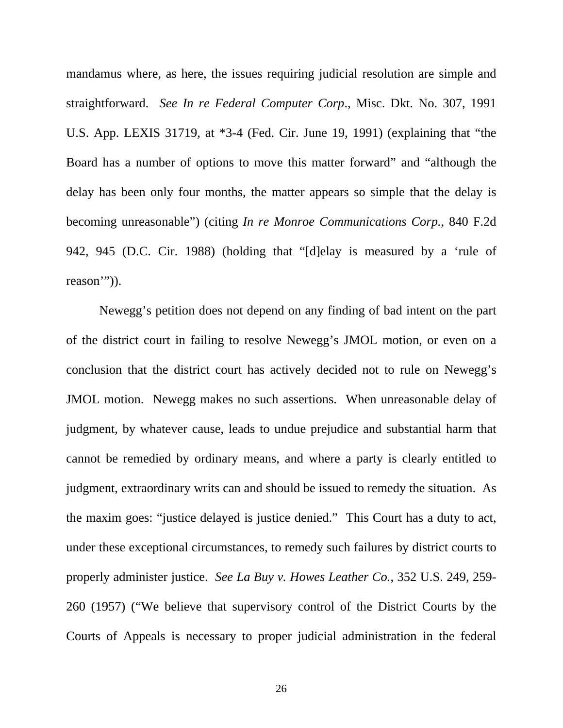mandamus where, as here, the issues requiring judicial resolution are simple and straightforward. *See In re Federal Computer Corp*., Misc. Dkt. No. 307, 1991 U.S. App. LEXIS 31719, at *3-4 (Fed. Cir. June 19, 1991) (explaining that "the Board has a number of options to move this matter forward" and "although the delay has been only four months, the matter appears so simple that the delay is becoming unreasonable") (citing *In re Monroe Communications Corp.*, 840 F.2d 942, 945 (D.C. Cir. 1988) (holding that "[d]elay is measured by a 'rule of reason'")).

Newegg's petition does not depend on any finding of bad intent on the part of the district court in failing to resolve Newegg's JMOL motion, or even on a conclusion that the district court has actively decided not to rule on Newegg's JMOL motion. Newegg makes no such assertions. When unreasonable delay of judgment, by whatever cause, leads to undue prejudice and substantial harm that cannot be remedied by ordinary means, and where a party is clearly entitled to judgment, extraordinary writs can and should be issued to remedy the situation. As the maxim goes: "justice delayed is justice denied." This Court has a duty to act, under these exceptional circumstances, to remedy such failures by district courts to properly administer justice. *See La Buy v. Howes Leather Co.*, 352 U.S. 249, 259-260 (1957) ("We believe that supervisory control of the District Courts by the Courts of Appeals is necessary to proper judicial administration in the federal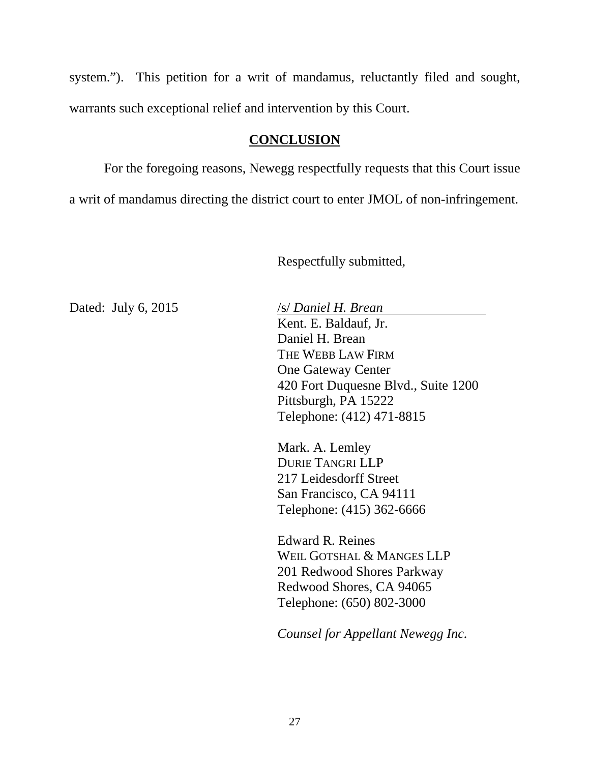system.”). This petition for a writ of mandamus, reluctantly filed and sought, warrants such exceptional relief and intervention by this Court.

## CONCLUSION

For the foregoing reasons, Newegg respectfully requests that this Court issue a writ of mandamus directing the district court to enter JMOL of non-infringement.

Respectfully submitted,

Dated: July 6, 2015

/s/ *Daniel H. Brean*
Kent. E. Baldauf, Jr.
Daniel H. Brean
THE WEBB LAW FIRM
One Gateway Center
420 Fort Duquesne Blvd., Suite 1200
Pittsburgh, PA 15222
Telephone: (412) 471-8815

Mark. A. Lemley
DURIE TANGRI LLP
217 Leidesdorff Street
San Francisco, CA 94111
Telephone: (415) 362-6666

Edward R. Reines
WEIL GOTSHAL & MANGES LLP
201 Redwood Shores Parkway
Redwood Shores, CA 94065
Telephone: (650) 802-3000

*Counsel for Appellant Newegg Inc.*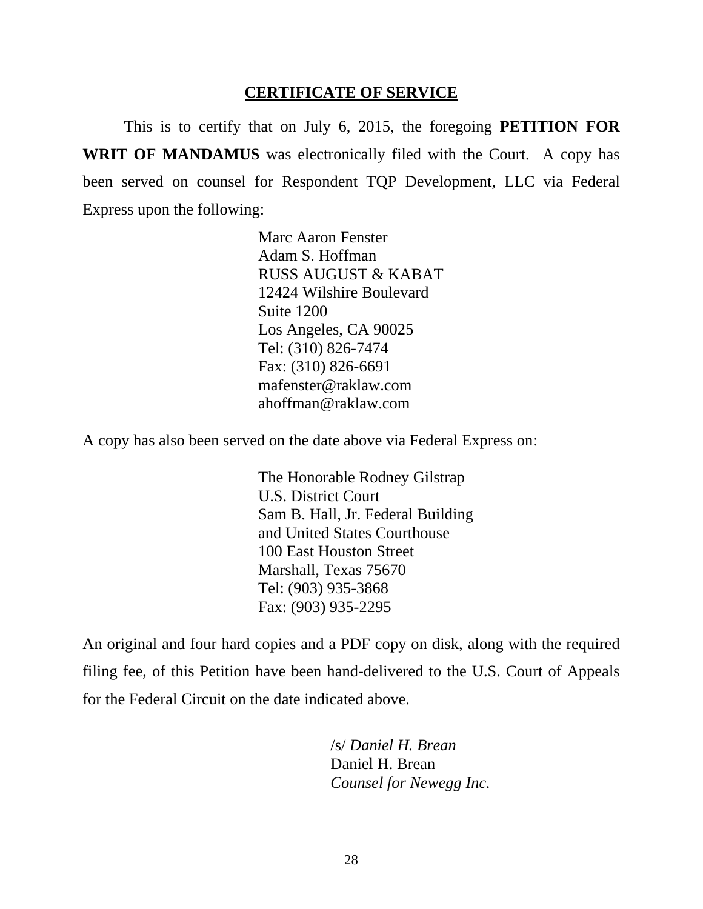## CERTIFICATE OF SERVICE

This is to certify that on July 6, 2015, the foregoing **PETITION FOR WRIT OF MANDAMUS** was electronically filed with the Court. A copy has been served on counsel for Respondent TQP Development, LLC via Federal Express upon the following:

Marc Aaron Fenster
Adam S. Hoffman
RUSS AUGUST & KABAT
12424 Wilshire Boulevard
Suite 1200
Los Angeles, CA 90025
Tel: (310) 826-7474
Fax: (310) 826-6691
mafenster@raklaw.com
ahoffman@raklaw.com

A copy has also been served on the date above via Federal Express on:

The Honorable Rodney Gilstrap
U.S. District Court
Sam B. Hall, Jr. Federal Building
and United States Courthouse
100 East Houston Street
Marshall, Texas 75670
Tel: (903) 935-3868
Fax: (903) 935-2295

An original and four hard copies and a PDF copy on disk, along with the required filing fee, of this Petition have been hand-delivered to the U.S. Court of Appeals for the Federal Circuit on the date indicated above.

/s/ *Daniel H. Brean*
Daniel H. Brean
*Counsel for Newegg Inc.*